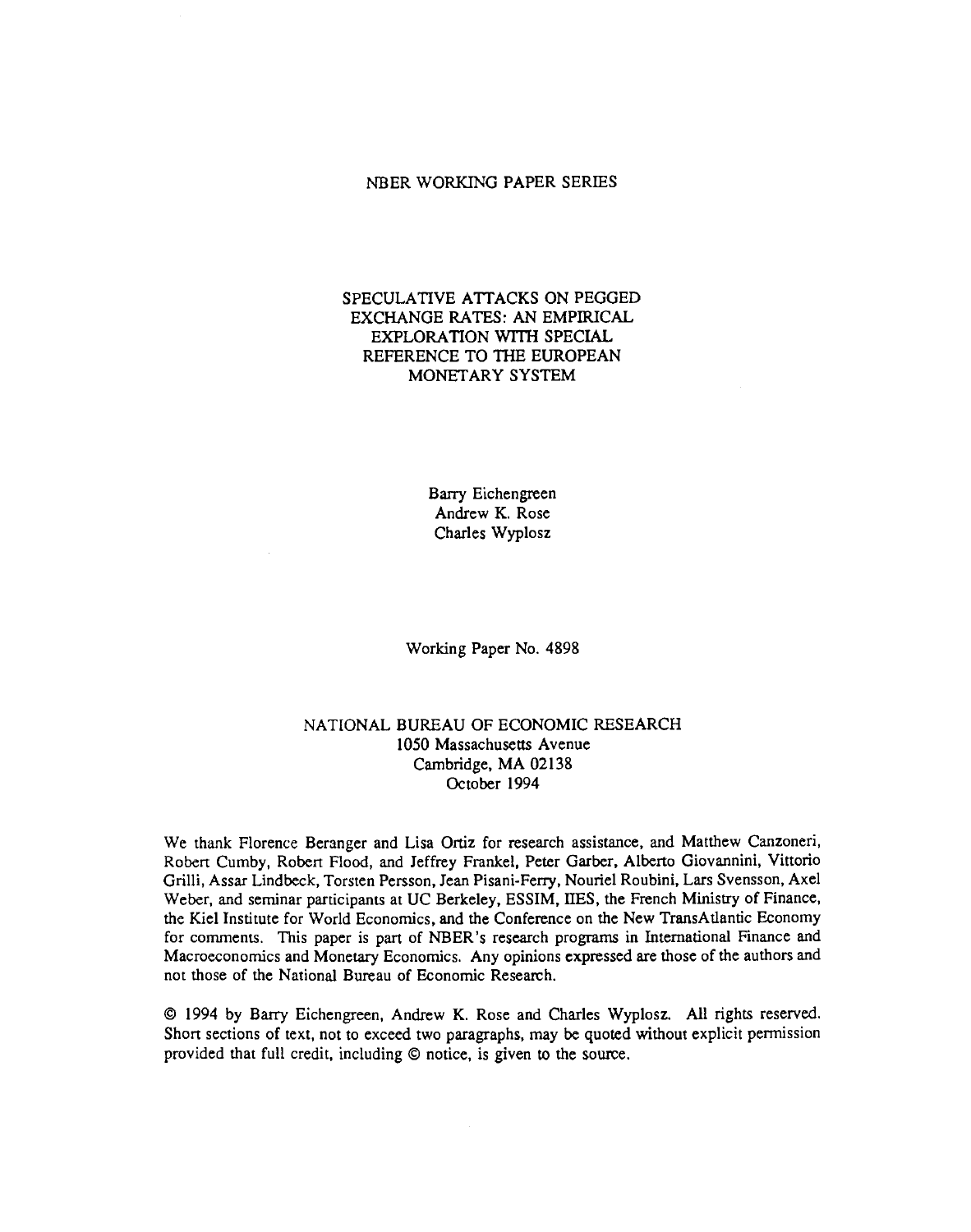NBER WORKING PAPER SERIES

# SPECULATIVE ATTACKS ON PEGGED EXCHANGE RATES: AN EMPIRICAL EXPLORATION WITH SPECIAL REFERENCE TO THE EUROPEAN MONETARY SYSTEM

Barry Eichengreen
Andrew K. Rose
Charles Wyplosz

Working Paper No. 4898

NATIONAL BUREAU OF ECONOMIC RESEARCH
1050 Massachusetts Avenue
Cambridge, MA 02138
October 1994

We thank Florence Beranger and Lisa Ortiz for research assistance, and Matthew Canzoneri, Robert Cumby, Robert Flood, and Jeffrey Frankel, Peter Garber, Alberto Giovannini, Vittorio Grilli, Assar Lindbeck, Torsten Persson, Jean Pisani-Ferry, Nouriel Roubini, Lars Svensson, Axel Weber, and seminar participants at UC Berkeley, ESSIM, IIES, the French Ministry of Finance, the Kiel Institute for World Economics, and the Conference on the New TransAtlantic Economy for comments. This paper is part of NBER's research programs in International Finance and Macroeconomics and Monetary Economics. Any opinions expressed are those of the authors and not those of the National Bureau of Economic Research.

© 1994 by Barry Eichengreen, Andrew K. Rose and Charles Wyplosz. All rights reserved. Short sections of text, not to exceed two paragraphs, may be quoted without explicit permission provided that full credit, including © notice, is given to the source.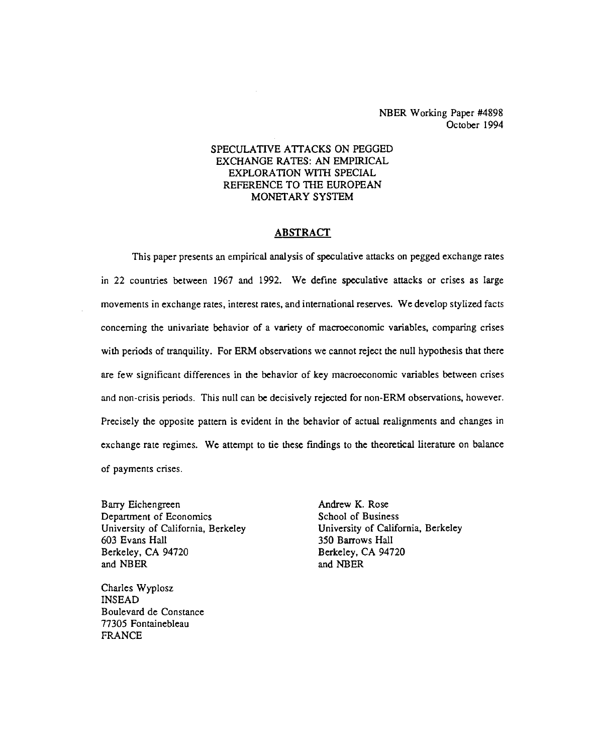NBER Working Paper #4898
October 1994

# SPECULATIVE ATTACKS ON PEGGED EXCHANGE RATES: AN EMPIRICAL EXPLORATION WITH SPECIAL REFERENCE TO THE EUROPEAN MONETARY SYSTEM

## ABSTRACT

This paper presents an empirical analysis of speculative attacks on pegged exchange rates in 22 countries between 1967 and 1992. We define speculative attacks or crises as large movements in exchange rates, interest rates, and international reserves. We develop stylized facts concerning the univariate behavior of a variety of macroeconomic variables, comparing crises with periods of tranquility. For ERM observations we cannot reject the null hypothesis that there are few significant differences in the behavior of key macroeconomic variables between crises and non-crisis periods. This null can be decisively rejected for non-ERM observations, however. Precisely the opposite pattern is evident in the behavior of actual realignments and changes in exchange rate regimes. We attempt to tie these findings to the theoretical literature on balance of payments crises.

Barry Eichengreen
Department of Economics
University of California, Berkeley
603 Evans Hall
Berkeley, CA 94720
and NBER

Andrew K. Rose
School of Business
University of California, Berkeley
350 Barrows Hall
Berkeley, CA 94720
and NBER

Charles Wyplosz
INSEAD
Boulevard de Constance
77305 Fontainebleau
FRANCE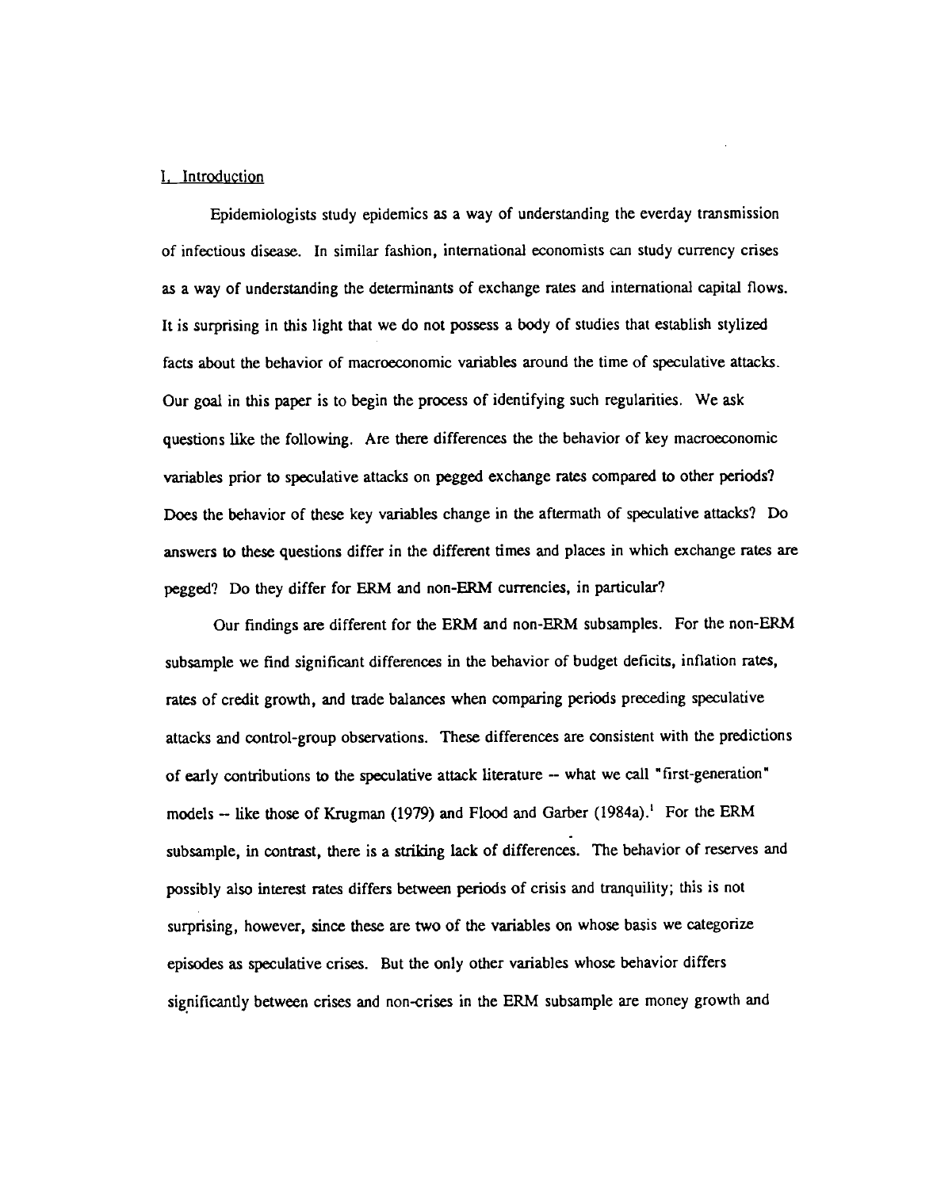## I. Introduction

Epidemiologists study epidemics as a way of understanding the everday transmission of infectious disease. In similar fashion, international economists can study currency crises as a way of understanding the determinants of exchange rates and international capital flows. It is surprising in this light that we do not possess a body of studies that establish stylized facts about the behavior of macroeconomic variables around the time of speculative attacks. Our goal in this paper is to begin the process of identifying such regularities. We ask questions like the following. Are there differences the the behavior of key macroeconomic variables prior to speculative attacks on pegged exchange rates compared to other periods? Does the behavior of these key variables change in the aftermath of speculative attacks? Do answers to these questions differ in the different times and places in which exchange rates are pegged? Do they differ for ERM and non-ERM currencies, in particular?

Our findings are different for the ERM and non-ERM subsamples. For the non-ERM subsample we find significant differences in the behavior of budget deficits, inflation rates, rates of credit growth, and trade balances when comparing periods preceding speculative attacks and control-group observations. These differences are consistent with the predictions of early contributions to the speculative attack literature -- what we call "first-generation" models -- like those of Krugman (1979) and Flood and Garber (1984a).[1] For the ERM subsample, in contrast, there is a striking lack of differences. The behavior of reserves and possibly also interest rates differs between periods of crisis and tranquility; this is not surprising, however, since these are two of the variables on whose basis we categorize episodes as speculative crises. But the only other variables whose behavior differs significantly between crises and non-crises in the ERM subsample are money growth and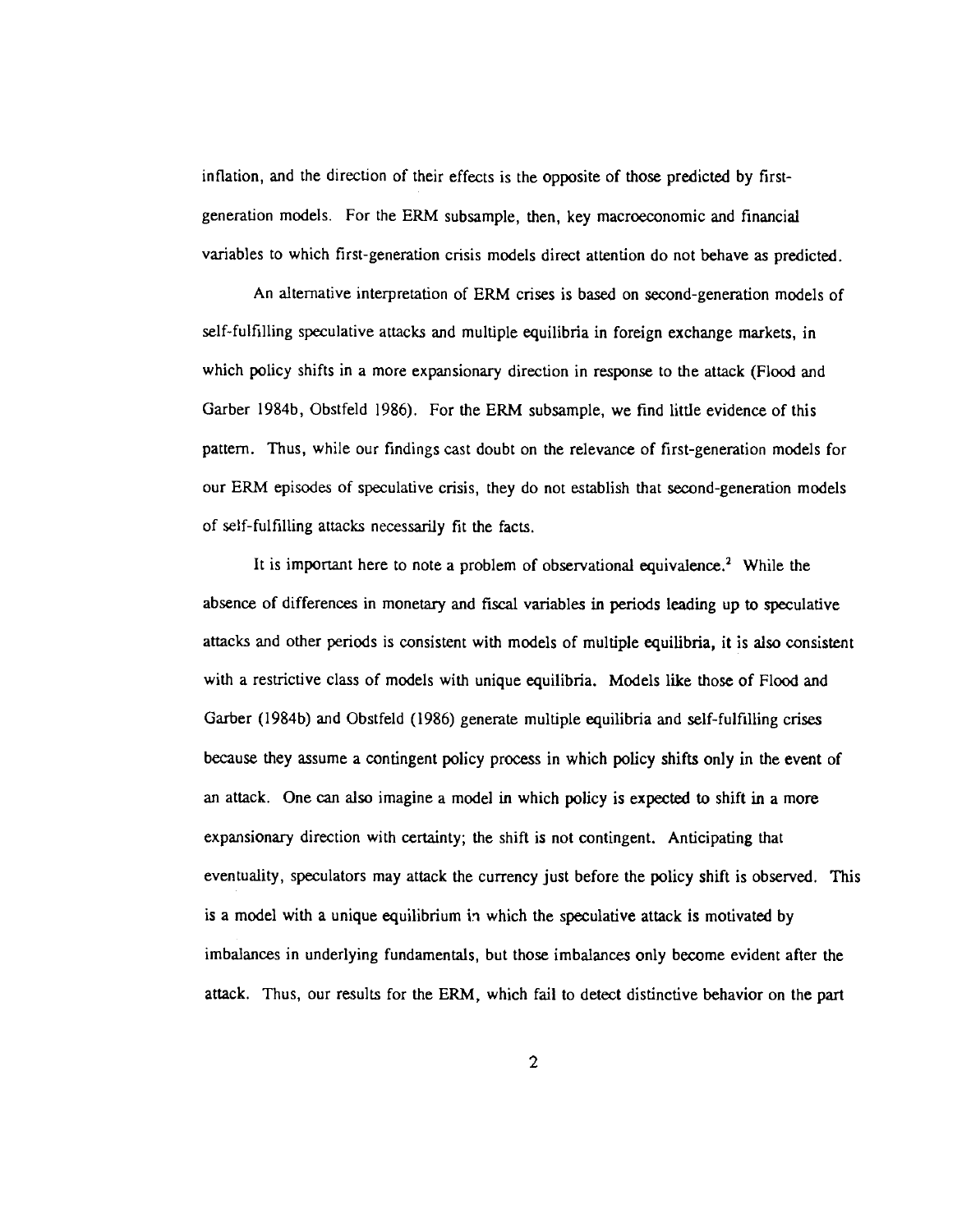inflation, and the direction of their effects is the opposite of those predicted by first-generation models. For the ERM subsample, then, key macroeconomic and financial variables to which first-generation crisis models direct attention do not behave as predicted.

An alternative interpretation of ERM crises is based on second-generation models of self-fulfilling speculative attacks and multiple equilibria in foreign exchange markets, in which policy shifts in a more expansionary direction in response to the attack (Flood and Garber 1984b, Obstfeld 1986). For the ERM subsample, we find little evidence of this pattern. Thus, while our findings cast doubt on the relevance of first-generation models for our ERM episodes of speculative crisis, they do not establish that second-generation models of self-fulfilling attacks necessarily fit the facts.

It is important here to note a problem of observational equivalence.[2] While the absence of differences in monetary and fiscal variables in periods leading up to speculative attacks and other periods is consistent with models of multiple equilibria, it is also consistent with a restrictive class of models with unique equilibria. Models like those of Flood and Garber (1984b) and Obstfeld (1986) generate multiple equilibria and self-fulfilling crises because they assume a contingent policy process in which policy shifts only in the event of an attack. One can also imagine a model in which policy is expected to shift in a more expansionary direction with certainty; the shift is not contingent. Anticipating that eventuality, speculators may attack the currency just before the policy shift is observed. This is a model with a unique equilibrium in which the speculative attack is motivated by imbalances in underlying fundamentals, but those imbalances only become evident after the attack. Thus, our results for the ERM, which fail to detect distinctive behavior on the part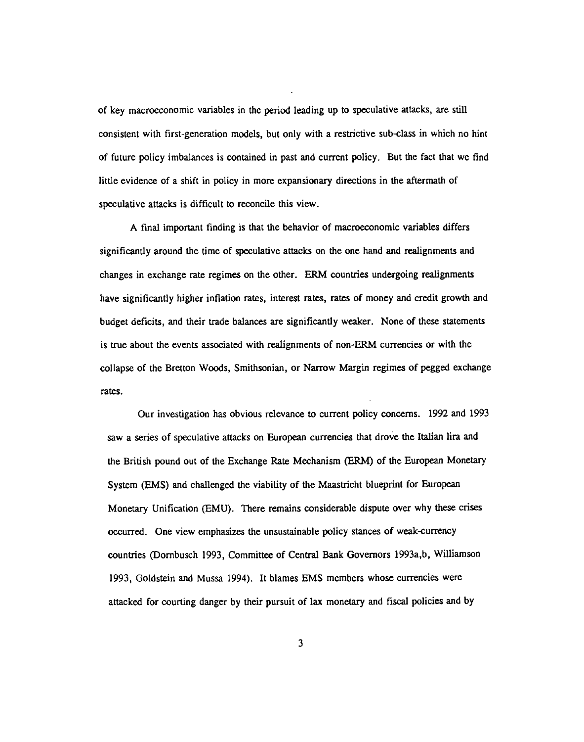of key macroeconomic variables in the period leading up to speculative attacks, are still consistent with first-generation models, but only with a restrictive sub-class in which no hint of future policy imbalances is contained in past and current policy. But the fact that we find little evidence of a shift in policy in more expansionary directions in the aftermath of speculative attacks is difficult to reconcile this view.

A final important finding is that the behavior of macroeconomic variables differs significantly around the time of speculative attacks on the one hand and realignments and changes in exchange rate regimes on the other. ERM countries undergoing realignments have significantly higher inflation rates, interest rates, rates of money and credit growth and budget deficits, and their trade balances are significantly weaker. None of these statements is true about the events associated with realignments of non-ERM currencies or with the collapse of the Bretton Woods, Smithsonian, or Narrow Margin regimes of pegged exchange rates.

Our investigation has obvious relevance to current policy concerns. 1992 and 1993 saw a series of speculative attacks on European currencies that drove the Italian lira and the British pound out of the Exchange Rate Mechanism (ERM) of the European Monetary System (EMS) and challenged the viability of the Maastricht blueprint for European Monetary Unification (EMU). There remains considerable dispute over why these crises occurred. One view emphasizes the unsustainable policy stances of weak-currency countries (Dornbusch 1993, Committee of Central Bank Governors 1993a,b, Williamson 1993, Goldstein and Mussa 1994). It blames EMS members whose currencies were attacked for courting danger by their pursuit of lax monetary and fiscal policies and by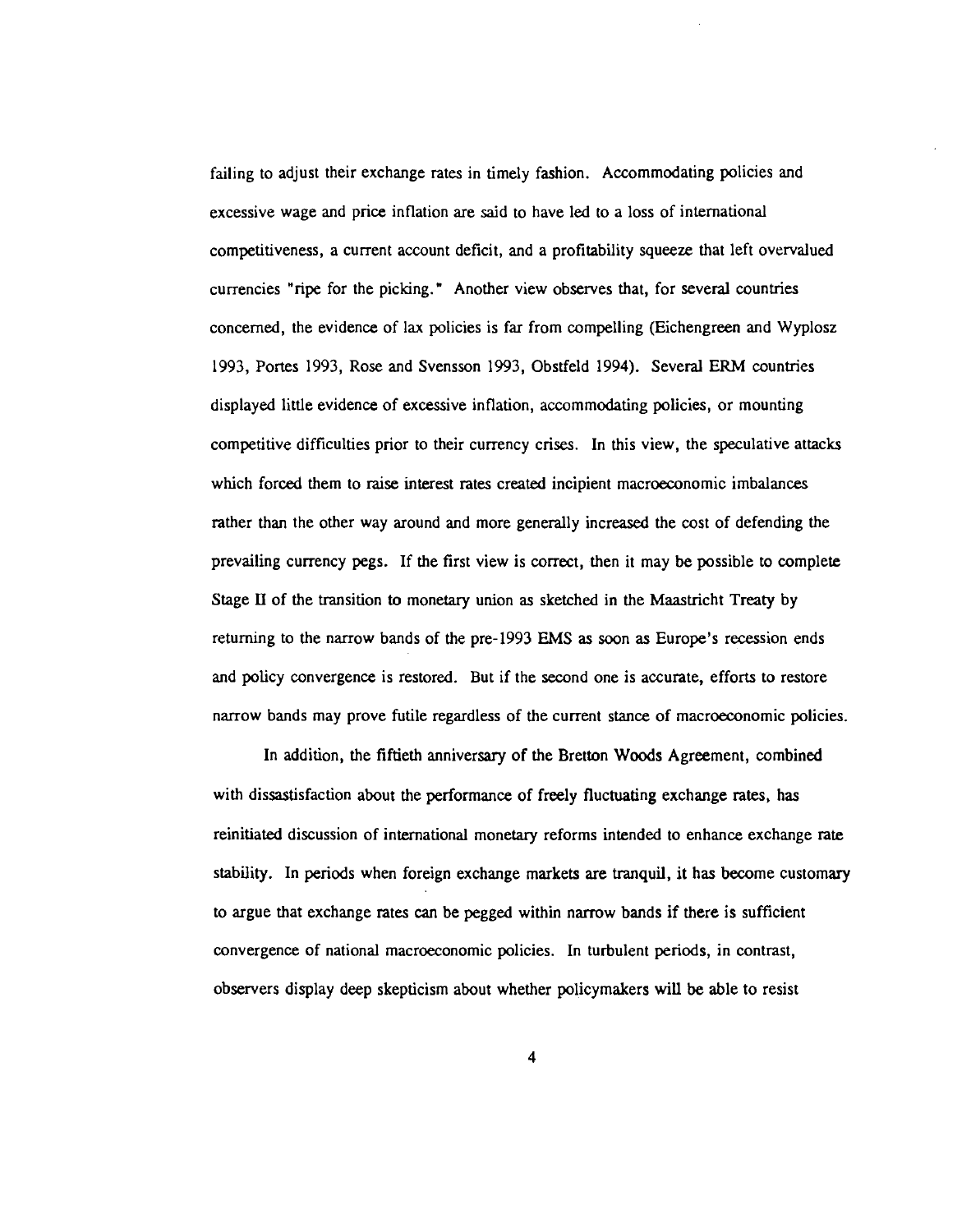failing to adjust their exchange rates in timely fashion. Accommodating policies and excessive wage and price inflation are said to have led to a loss of international competitiveness, a current account deficit, and a profitability squeeze that left overvalued currencies "ripe for the picking." Another view observes that, for several countries concerned, the evidence of lax policies is far from compelling (Eichengreen and Wyplosz 1993, Portes 1993, Rose and Svensson 1993, Obstfeld 1994). Several ERM countries displayed little evidence of excessive inflation, accommodating policies, or mounting competitive difficulties prior to their currency crises. In this view, the speculative attacks which forced them to raise interest rates created incipient macroeconomic imbalances rather than the other way around and more generally increased the cost of defending the prevailing currency pegs. If the first view is correct, then it may be possible to complete Stage II of the transition to monetary union as sketched in the Maastricht Treaty by returning to the narrow bands of the pre-1993 EMS as soon as Europe's recession ends and policy convergence is restored. But if the second one is accurate, efforts to restore narrow bands may prove futile regardless of the current stance of macroeconomic policies.

In addition, the fiftieth anniversary of the Bretton Woods Agreement, combined with dissastisfaction about the performance of freely fluctuating exchange rates, has reinitiated discussion of international monetary reforms intended to enhance exchange rate stability. In periods when foreign exchange markets are tranquil, it has become customary to argue that exchange rates can be pegged within narrow bands if there is sufficient convergence of national macroeconomic policies. In turbulent periods, in contrast, observers display deep skepticism about whether policymakers will be able to resist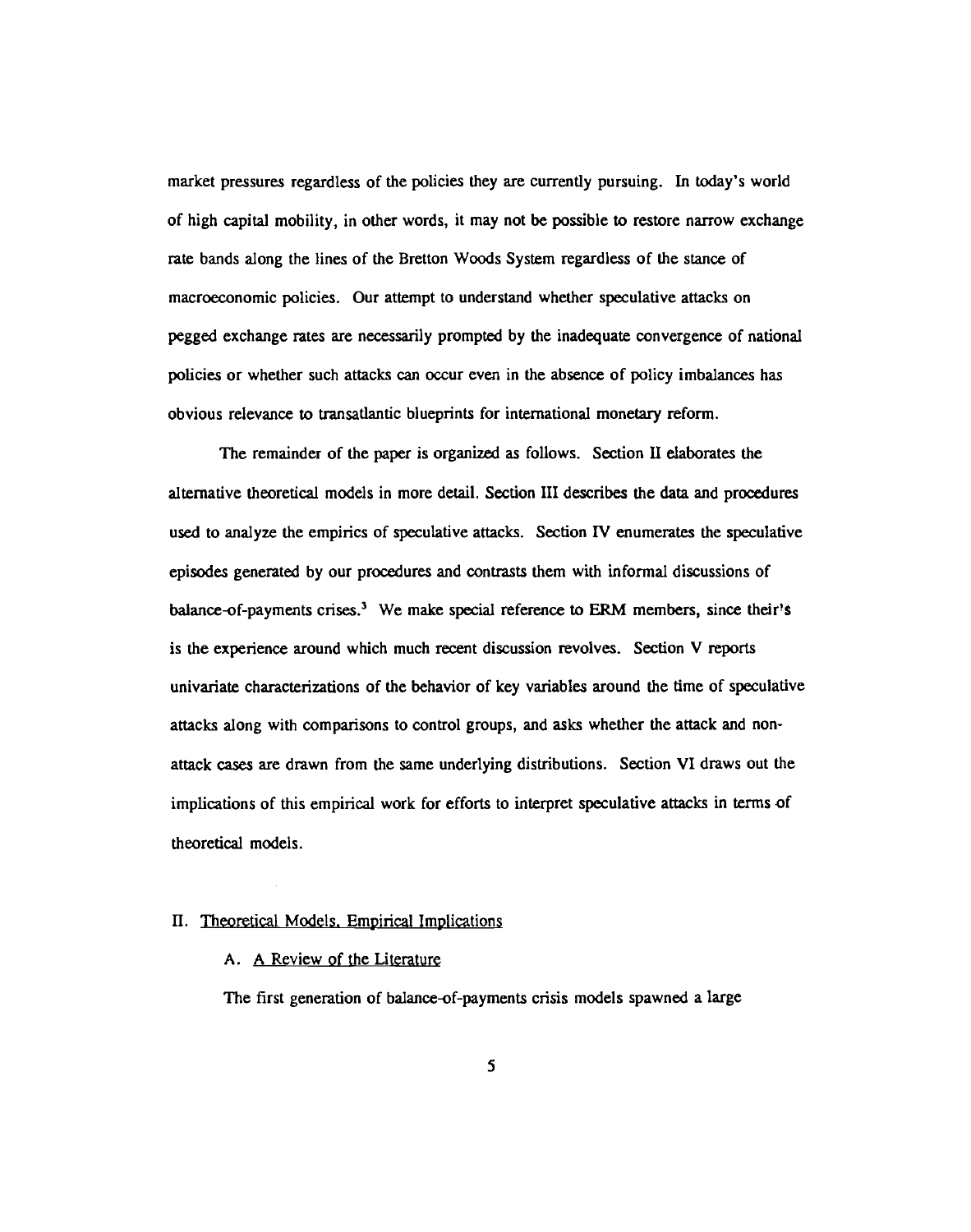market pressures regardless of the policies they are currently pursuing. In today's world of high capital mobility, in other words, it may not be possible to restore narrow exchange rate bands along the lines of the Bretton Woods System regardless of the stance of macroeconomic policies. Our attempt to understand whether speculative attacks on pegged exchange rates are necessarily prompted by the inadequate convergence of national policies or whether such attacks can occur even in the absence of policy imbalances has obvious relevance to transatlantic blueprints for international monetary reform.

The remainder of the paper is organized as follows. Section II elaborates the alternative theoretical models in more detail. Section III describes the data and procedures used to analyze the empirics of speculative attacks. Section IV enumerates the speculative episodes generated by our procedures and contrasts them with informal discussions of balance-of-payments crises.[3] We make special reference to ERM members, since their's is the experience around which much recent discussion revolves. Section V reports univariate characterizations of the behavior of key variables around the time of speculative attacks along with comparisons to control groups, and asks whether the attack and non-attack cases are drawn from the same underlying distributions. Section VI draws out the implications of this empirical work for efforts to interpret speculative attacks in terms of theoretical models.

## II. Theoretical Models, Empirical Implications

### A. A Review of the Literature

The first generation of balance-of-payments crisis models spawned a large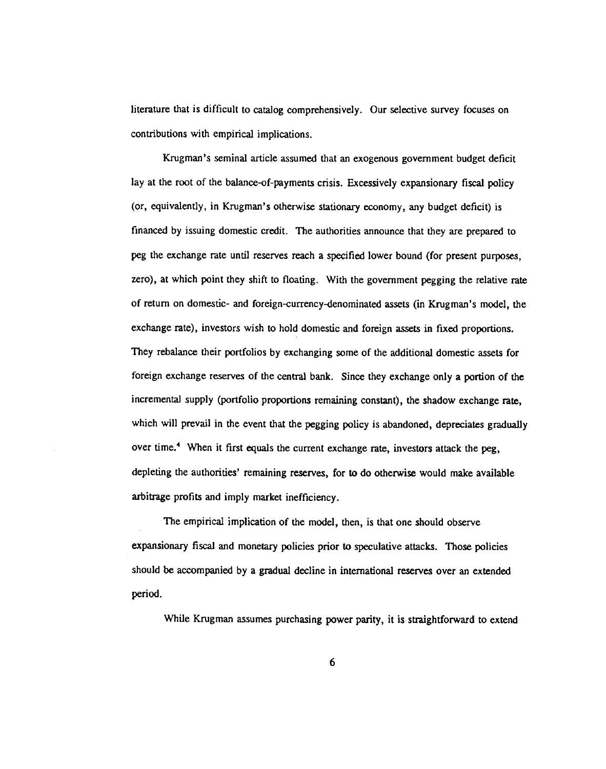literature that is difficult to catalog comprehensively. Our selective survey focuses on contributions with empirical implications.

Krugman's seminal article assumed that an exogenous government budget deficit lay at the root of the balance-of-payments crisis. Excessively expansionary fiscal policy (or, equivalently, in Krugman's otherwise stationary economy, any budget deficit) is financed by issuing domestic credit. The authorities announce that they are prepared to peg the exchange rate until reserves reach a specified lower bound (for present purposes, zero), at which point they shift to floating. With the government pegging the relative rate of return on domestic- and foreign-currency-denominated assets (in Krugman's model, the exchange rate), investors wish to hold domestic and foreign assets in fixed proportions. They rebalance their portfolios by exchanging some of the additional domestic assets for foreign exchange reserves of the central bank. Since they exchange only a portion of the incremental supply (portfolio proportions remaining constant), the shadow exchange rate, which will prevail in the event that the pegging policy is abandoned, depreciates gradually over time.[4] When it first equals the current exchange rate, investors attack the peg, depleting the authorities' remaining reserves, for to do otherwise would make available arbitrage profits and imply market inefficiency.

The empirical implication of the model, then, is that one should observe expansionary fiscal and monetary policies prior to speculative attacks. Those policies should be accompanied by a gradual decline in international reserves over an extended period.

While Krugman assumes purchasing power parity, it is straightforward to extend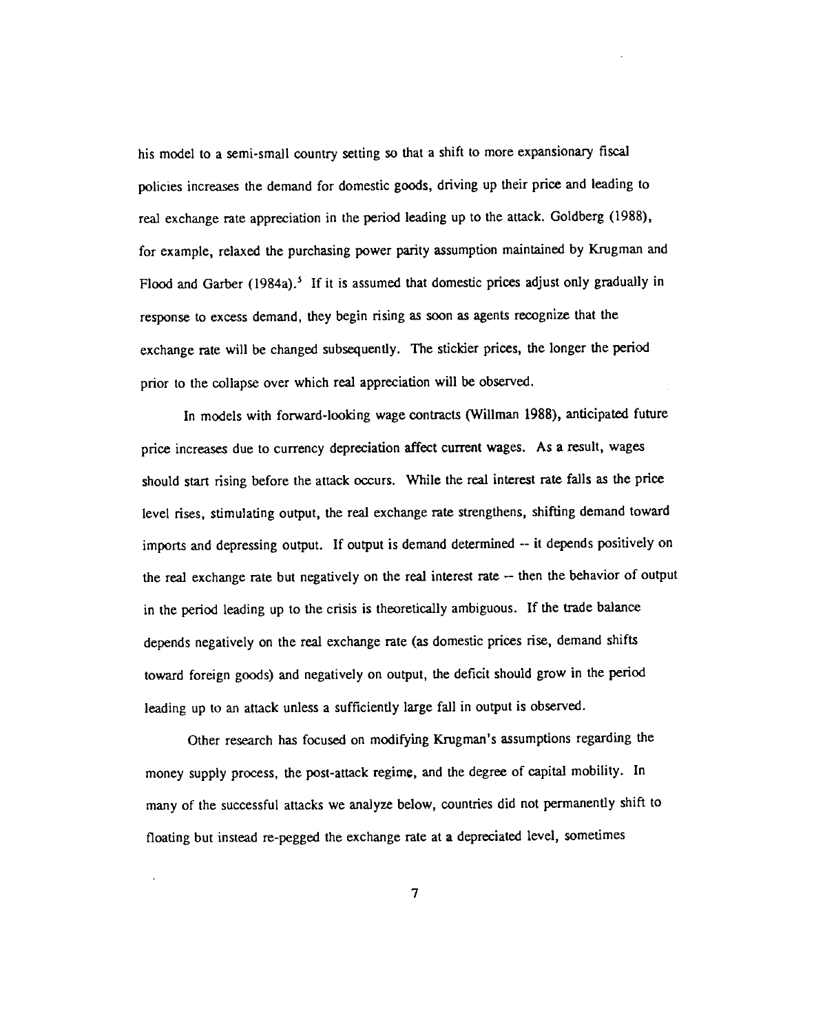his model to a semi-small country setting so that a shift to more expansionary fiscal policies increases the demand for domestic goods, driving up their price and leading to real exchange rate appreciation in the period leading up to the attack. Goldberg (1988), for example, relaxed the purchasing power parity assumption maintained by Krugman and Flood and Garber (1984a).[5] If it is assumed that domestic prices adjust only gradually in response to excess demand, they begin rising as soon as agents recognize that the exchange rate will be changed subsequently. The stickier prices, the longer the period prior to the collapse over which real appreciation will be observed.

In models with forward-looking wage contracts (Willman 1988), anticipated future price increases due to currency depreciation affect current wages. As a result, wages should start rising before the attack occurs. While the real interest rate falls as the price level rises, stimulating output, the real exchange rate strengthens, shifting demand toward imports and depressing output. If output is demand determined -- it depends positively on the real exchange rate but negatively on the real interest rate -- then the behavior of output in the period leading up to the crisis is theoretically ambiguous. If the trade balance depends negatively on the real exchange rate (as domestic prices rise, demand shifts toward foreign goods) and negatively on output, the deficit should grow in the period leading up to an attack unless a sufficiently large fall in output is observed.

Other research has focused on modifying Krugman's assumptions regarding the money supply process, the post-attack regime, and the degree of capital mobility. In many of the successful attacks we analyze below, countries did not permanently shift to floating but instead re-pegged the exchange rate at a depreciated level, sometimes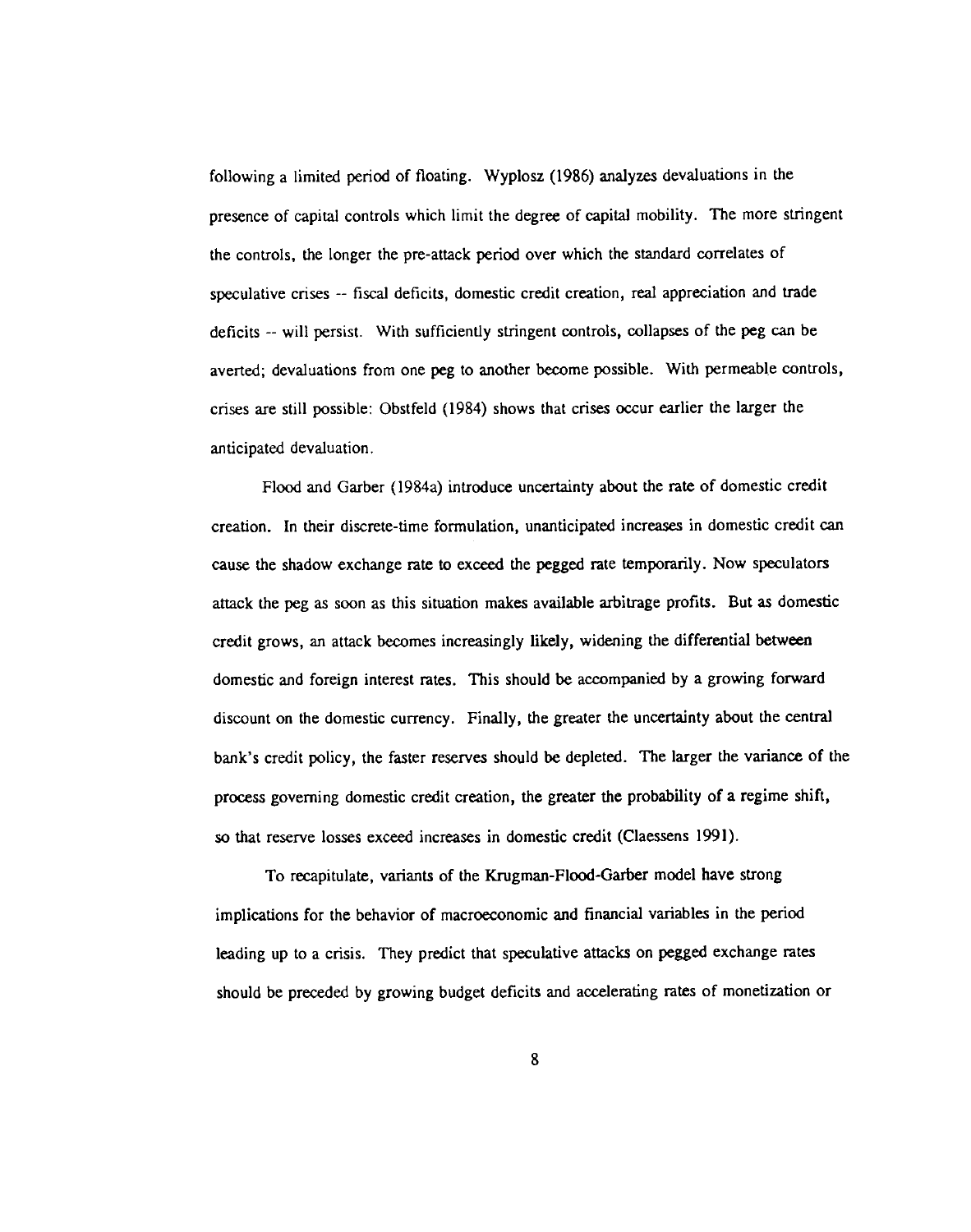following a limited period of floating. Wyplosz (1986) analyzes devaluations in the presence of capital controls which limit the degree of capital mobility. The more stringent the controls, the longer the pre-attack period over which the standard correlates of speculative crises -- fiscal deficits, domestic credit creation, real appreciation and trade deficits -- will persist. With sufficiently stringent controls, collapses of the peg can be averted; devaluations from one peg to another become possible. With permeable controls, crises are still possible: Obstfeld (1984) shows that crises occur earlier the larger the anticipated devaluation.

Flood and Garber (1984a) introduce uncertainty about the rate of domestic credit creation. In their discrete-time formulation, unanticipated increases in domestic credit can cause the shadow exchange rate to exceed the pegged rate temporarily. Now speculators attack the peg as soon as this situation makes available arbitrage profits. But as domestic credit grows, an attack becomes increasingly likely, widening the differential between domestic and foreign interest rates. This should be accompanied by a growing forward discount on the domestic currency. Finally, the greater the uncertainty about the central bank's credit policy, the faster reserves should be depleted. The larger the variance of the process governing domestic credit creation, the greater the probability of a regime shift, so that reserve losses exceed increases in domestic credit (Claessens 1991).

To recapitulate, variants of the Krugman-Flood-Garber model have strong implications for the behavior of macroeconomic and financial variables in the period leading up to a crisis. They predict that speculative attacks on pegged exchange rates should be preceded by growing budget deficits and accelerating rates of monetization or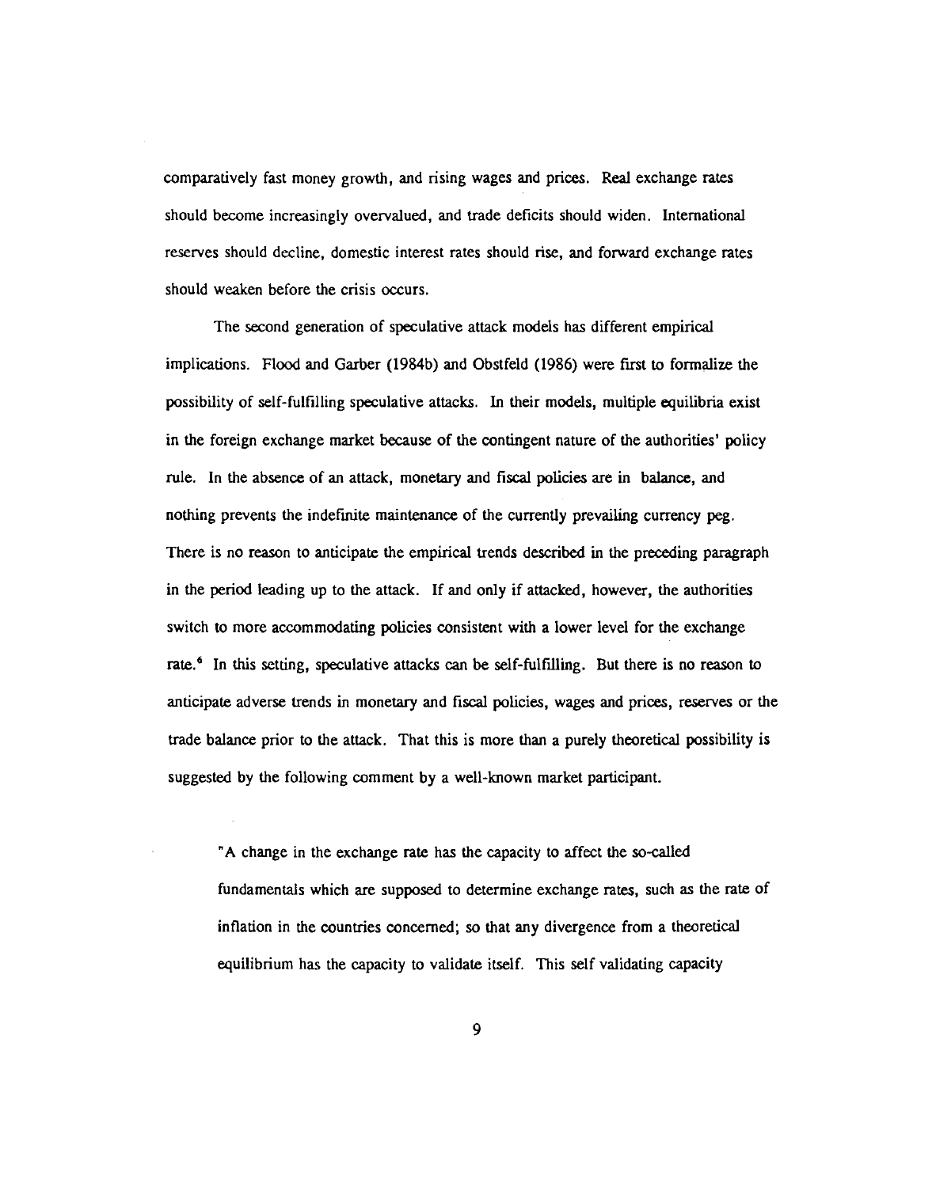comparatively fast money growth, and rising wages and prices. Real exchange rates should become increasingly overvalued, and trade deficits should widen. International reserves should decline, domestic interest rates should rise, and forward exchange rates should weaken before the crisis occurs.

The second generation of speculative attack models has different empirical implications. Flood and Garber (1984b) and Obstfeld (1986) were first to formalize the possibility of self-fulfilling speculative attacks. In their models, multiple equilibria exist in the foreign exchange market because of the contingent nature of the authorities' policy rule. In the absence of an attack, monetary and fiscal policies are in balance, and nothing prevents the indefinite maintenance of the currently prevailing currency peg. There is no reason to anticipate the empirical trends described in the preceding paragraph in the period leading up to the attack. If and only if attacked, however, the authorities switch to more accommodating policies consistent with a lower level for the exchange rate.[6] In this setting, speculative attacks can be self-fulfilling. But there is no reason to anticipate adverse trends in monetary and fiscal policies, wages and prices, reserves or the trade balance prior to the attack. That this is more than a purely theoretical possibility is suggested by the following comment by a well-known market participant.

> "A change in the exchange rate has the capacity to affect the so-called fundamentals which are supposed to determine exchange rates, such as the rate of inflation in the countries concerned; so that any divergence from a theoretical equilibrium has the capacity to validate itself. This self validating capacity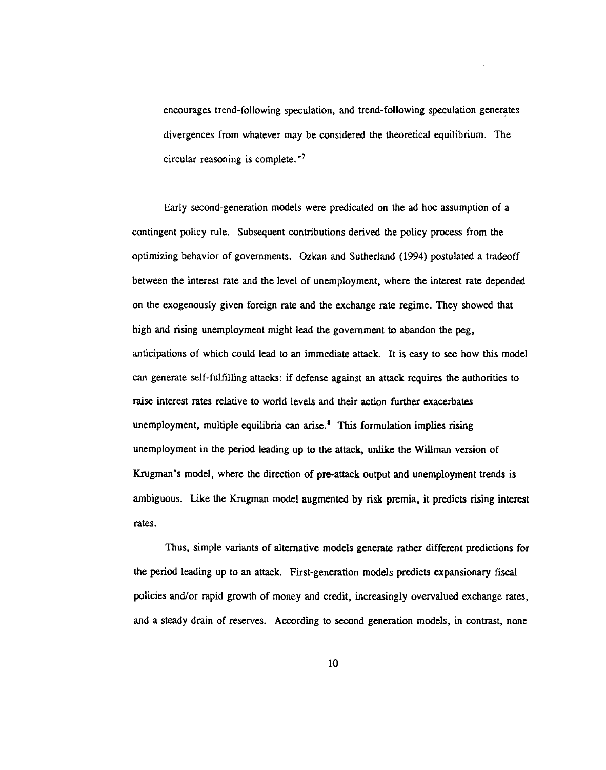encourages trend-following speculation, and trend-following speculation generates divergences from whatever may be considered the theoretical equilibrium. The circular reasoning is complete."[7]

Early second-generation models were predicated on the ad hoc assumption of a contingent policy rule. Subsequent contributions derived the policy process from the optimizing behavior of governments. Ozkan and Sutherland (1994) postulated a tradeoff between the interest rate and the level of unemployment, where the interest rate depended on the exogenously given foreign rate and the exchange rate regime. They showed that high and rising unemployment might lead the government to abandon the peg, anticipations of which could lead to an immediate attack. It is easy to see how this model can generate self-fulfilling attacks: if defense against an attack requires the authorities to raise interest rates relative to world levels and their action further exacerbates unemployment, multiple equilibria can arise.[8] This formulation implies rising unemployment in the period leading up to the attack, unlike the Willman version of Krugman's model, where the direction of pre-attack output and unemployment trends is ambiguous. Like the Krugman model augmented by risk premia, it predicts rising interest rates.

Thus, simple variants of alternative models generate rather different predictions for the period leading up to an attack. First-generation models predicts expansionary fiscal policies and/or rapid growth of money and credit, increasingly overvalued exchange rates, and a steady drain of reserves. According to second generation models, in contrast, none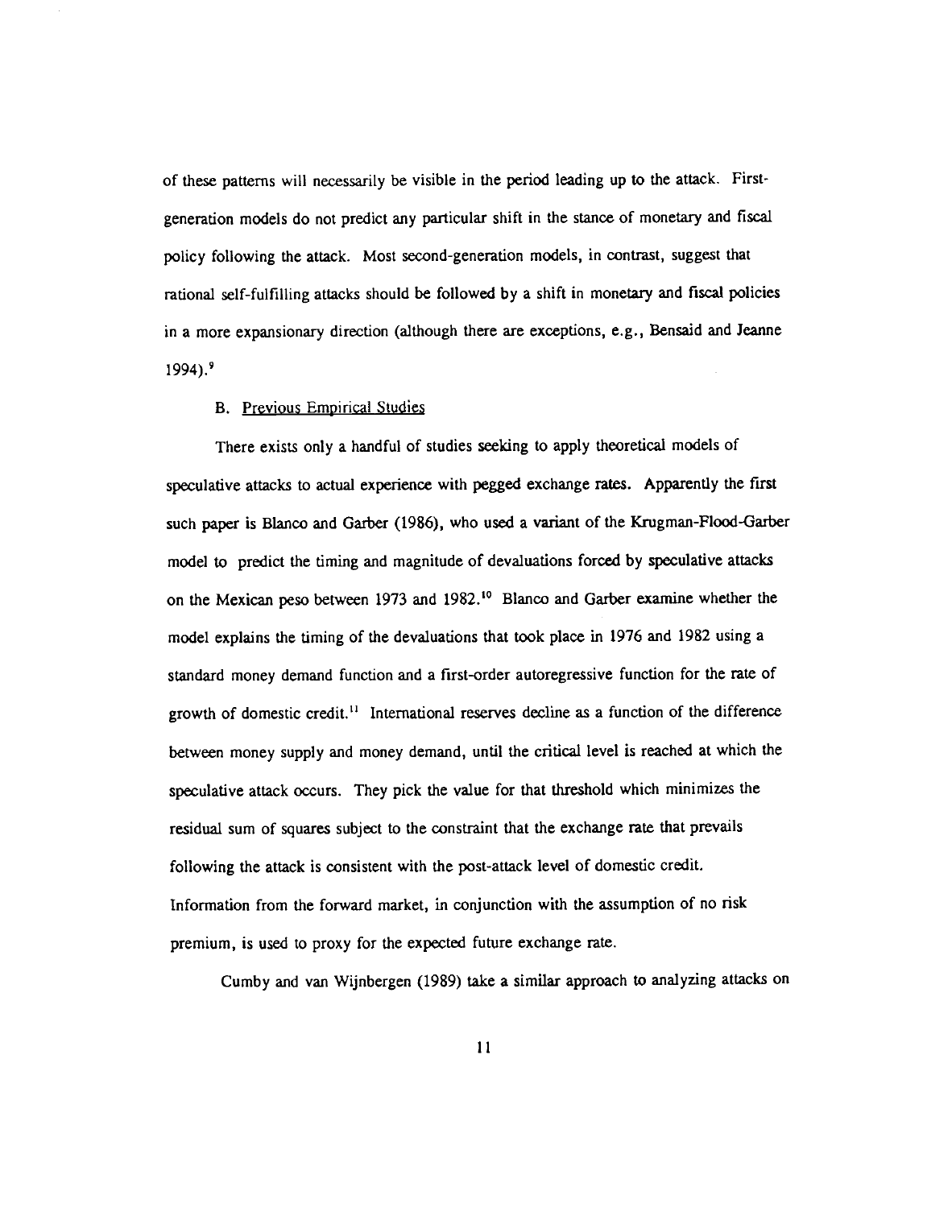of these patterns will necessarily be visible in the period leading up to the attack. First-generation models do not predict any particular shift in the stance of monetary and fiscal policy following the attack. Most second-generation models, in contrast, suggest that rational self-fulfilling attacks should be followed by a shift in monetary and fiscal policies in a more expansionary direction (although there are exceptions, e.g., Bensaid and Jeanne 1994).[9]

### B. Previous Empirical Studies

There exists only a handful of studies seeking to apply theoretical models of speculative attacks to actual experience with pegged exchange rates. Apparently the first such paper is Blanco and Garber (1986), who used a variant of the Krugman-Flood-Garber model to predict the timing and magnitude of devaluations forced by speculative attacks on the Mexican peso between 1973 and 1982.[10] Blanco and Garber examine whether the model explains the timing of the devaluations that took place in 1976 and 1982 using a standard money demand function and a first-order autoregressive function for the rate of growth of domestic credit.[11] International reserves decline as a function of the difference between money supply and money demand, until the critical level is reached at which the speculative attack occurs. They pick the value for that threshold which minimizes the residual sum of squares subject to the constraint that the exchange rate that prevails following the attack is consistent with the post-attack level of domestic credit. Information from the forward market, in conjunction with the assumption of no risk premium, is used to proxy for the expected future exchange rate.

Cumby and van Wijnbergen (1989) take a similar approach to analyzing attacks on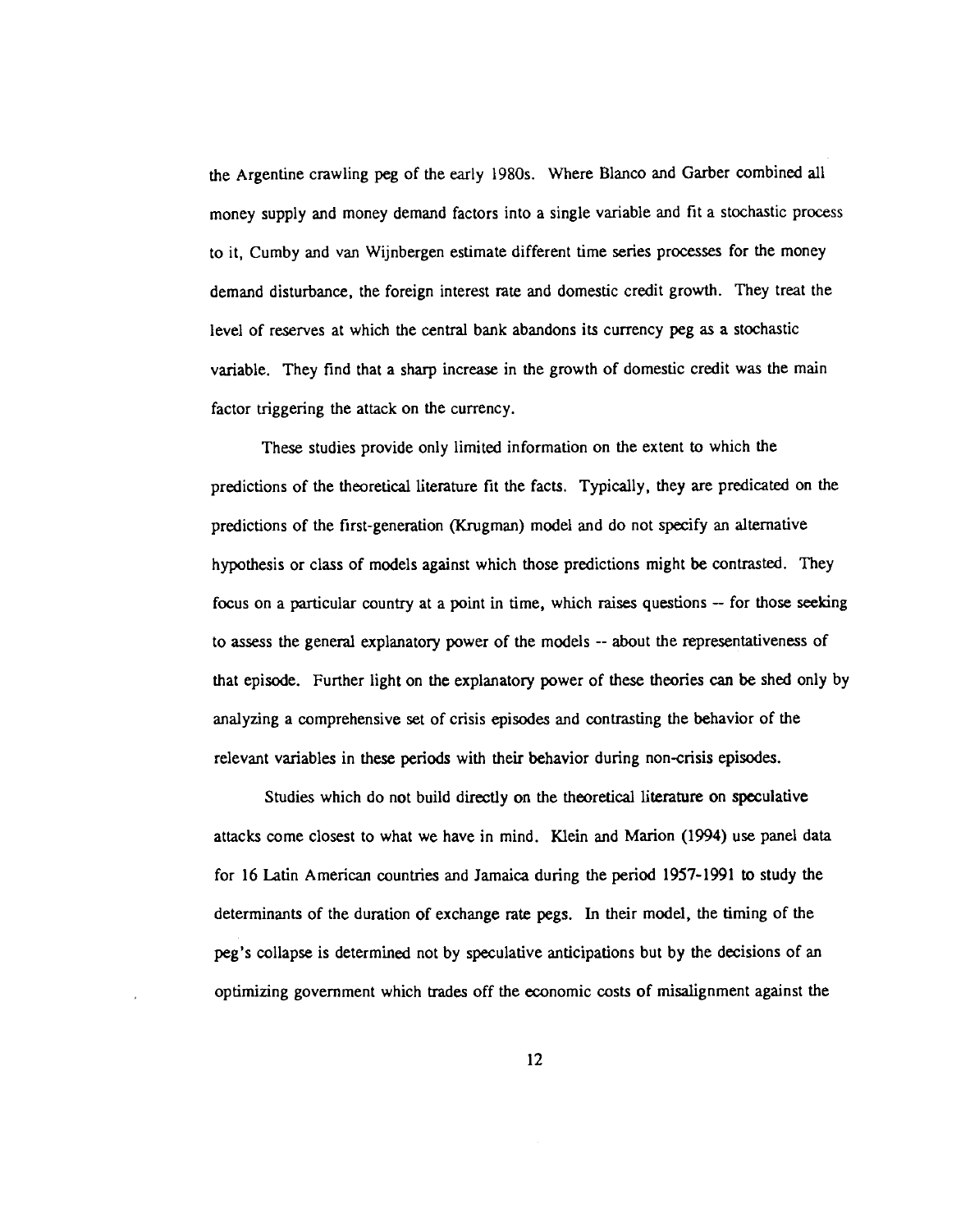the Argentine crawling peg of the early 1980s. Where Blanco and Garber combined all money supply and money demand factors into a single variable and fit a stochastic process to it, Cumby and van Wijnbergen estimate different time series processes for the money demand disturbance, the foreign interest rate and domestic credit growth. They treat the level of reserves at which the central bank abandons its currency peg as a stochastic variable. They find that a sharp increase in the growth of domestic credit was the main factor triggering the attack on the currency.

These studies provide only limited information on the extent to which the predictions of the theoretical literature fit the facts. Typically, they are predicated on the predictions of the first-generation (Krugman) model and do not specify an alternative hypothesis or class of models against which those predictions might be contrasted. They focus on a particular country at a point in time, which raises questions -- for those seeking to assess the general explanatory power of the models -- about the representativeness of that episode. Further light on the explanatory power of these theories can be shed only by analyzing a comprehensive set of crisis episodes and contrasting the behavior of the relevant variables in these periods with their behavior during non-crisis episodes.

Studies which do not build directly on the theoretical literature on speculative attacks come closest to what we have in mind. Klein and Marion (1994) use panel data for 16 Latin American countries and Jamaica during the period 1957-1991 to study the determinants of the duration of exchange rate pegs. In their model, the timing of the peg's collapse is determined not by speculative anticipations but by the decisions of an optimizing government which trades off the economic costs of misalignment against the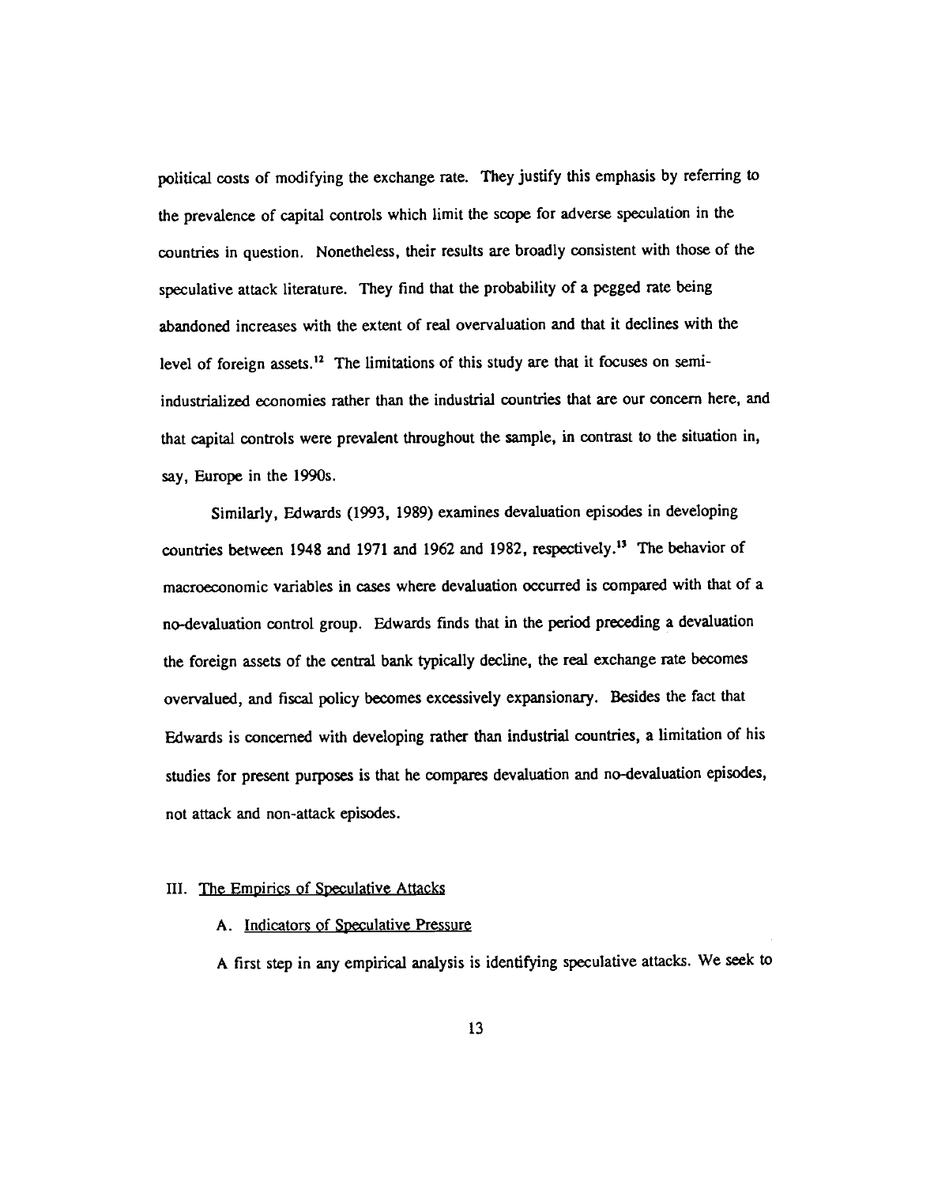political costs of modifying the exchange rate. They justify this emphasis by referring to the prevalence of capital controls which limit the scope for adverse speculation in the countries in question. Nonetheless, their results are broadly consistent with those of the speculative attack literature. They find that the probability of a pegged rate being abandoned increases with the extent of real overvaluation and that it declines with the level of foreign assets.[12] The limitations of this study are that it focuses on semi-industrialized economies rather than the industrial countries that are our concern here, and that capital controls were prevalent throughout the sample, in contrast to the situation in, say, Europe in the 1990s.

Similarly, Edwards (1993, 1989) examines devaluation episodes in developing countries between 1948 and 1971 and 1962 and 1982, respectively.[13] The behavior of macroeconomic variables in cases where devaluation occurred is compared with that of a no-devaluation control group. Edwards finds that in the period preceding a devaluation the foreign assets of the central bank typically decline, the real exchange rate becomes overvalued, and fiscal policy becomes excessively expansionary. Besides the fact that Edwards is concerned with developing rather than industrial countries, a limitation of his studies for present purposes is that he compares devaluation and no-devaluation episodes, not attack and non-attack episodes.

## III. The Empirics of Speculative Attacks

### A. Indicators of Speculative Pressure

A first step in any empirical analysis is identifying speculative attacks. We seek to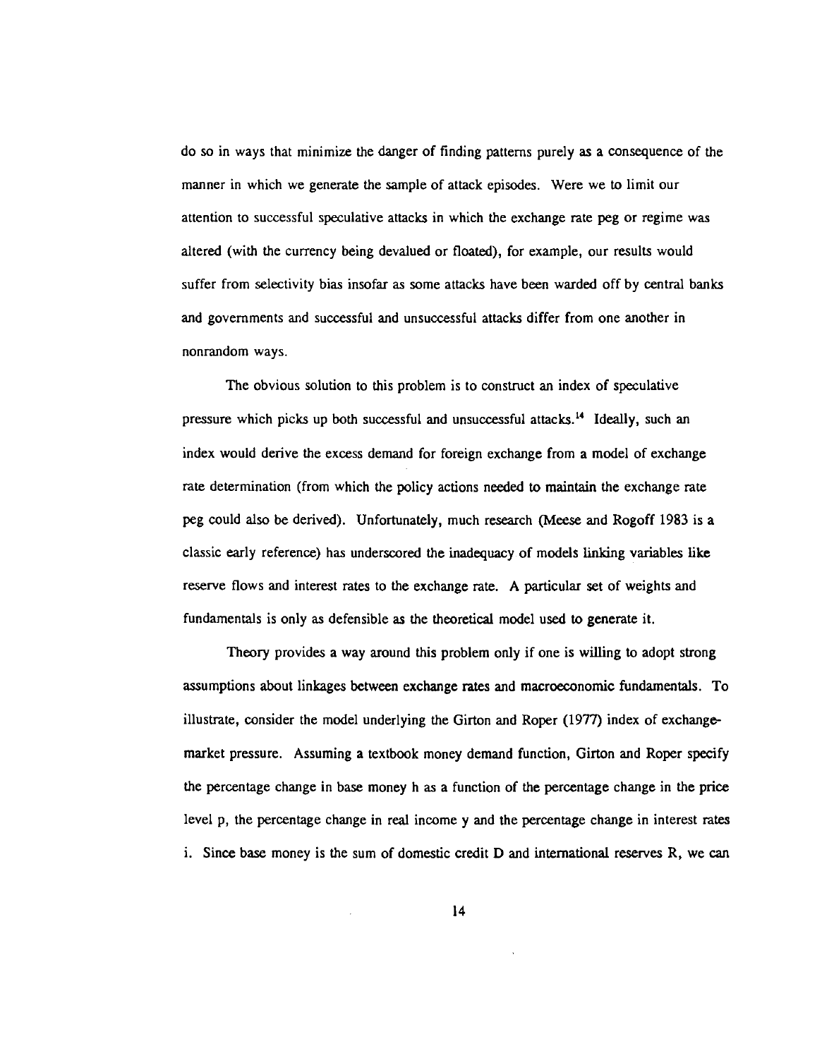do so in ways that minimize the danger of finding patterns purely as a consequence of the manner in which we generate the sample of attack episodes. Were we to limit our attention to successful speculative attacks in which the exchange rate peg or regime was altered (with the currency being devalued or floated), for example, our results would suffer from selectivity bias insofar as some attacks have been warded off by central banks and governments and successful and unsuccessful attacks differ from one another in nonrandom ways.

The obvious solution to this problem is to construct an index of speculative pressure which picks up both successful and unsuccessful attacks.[14] Ideally, such an index would derive the excess demand for foreign exchange from a model of exchange rate determination (from which the policy actions needed to maintain the exchange rate peg could also be derived). Unfortunately, much research (Meese and Rogoff 1983 is a classic early reference) has underscored the inadequacy of models linking variables like reserve flows and interest rates to the exchange rate. A particular set of weights and fundamentals is only as defensible as the theoretical model used to generate it.

Theory provides a way around this problem only if one is willing to adopt strong assumptions about linkages between exchange rates and macroeconomic fundamentals. To illustrate, consider the model underlying the Girton and Roper (1977) index of exchange-market pressure. Assuming a textbook money demand function, Girton and Roper specify the percentage change in base money h as a function of the percentage change in the price level p, the percentage change in real income y and the percentage change in interest rates i. Since base money is the sum of domestic credit D and international reserves R, we can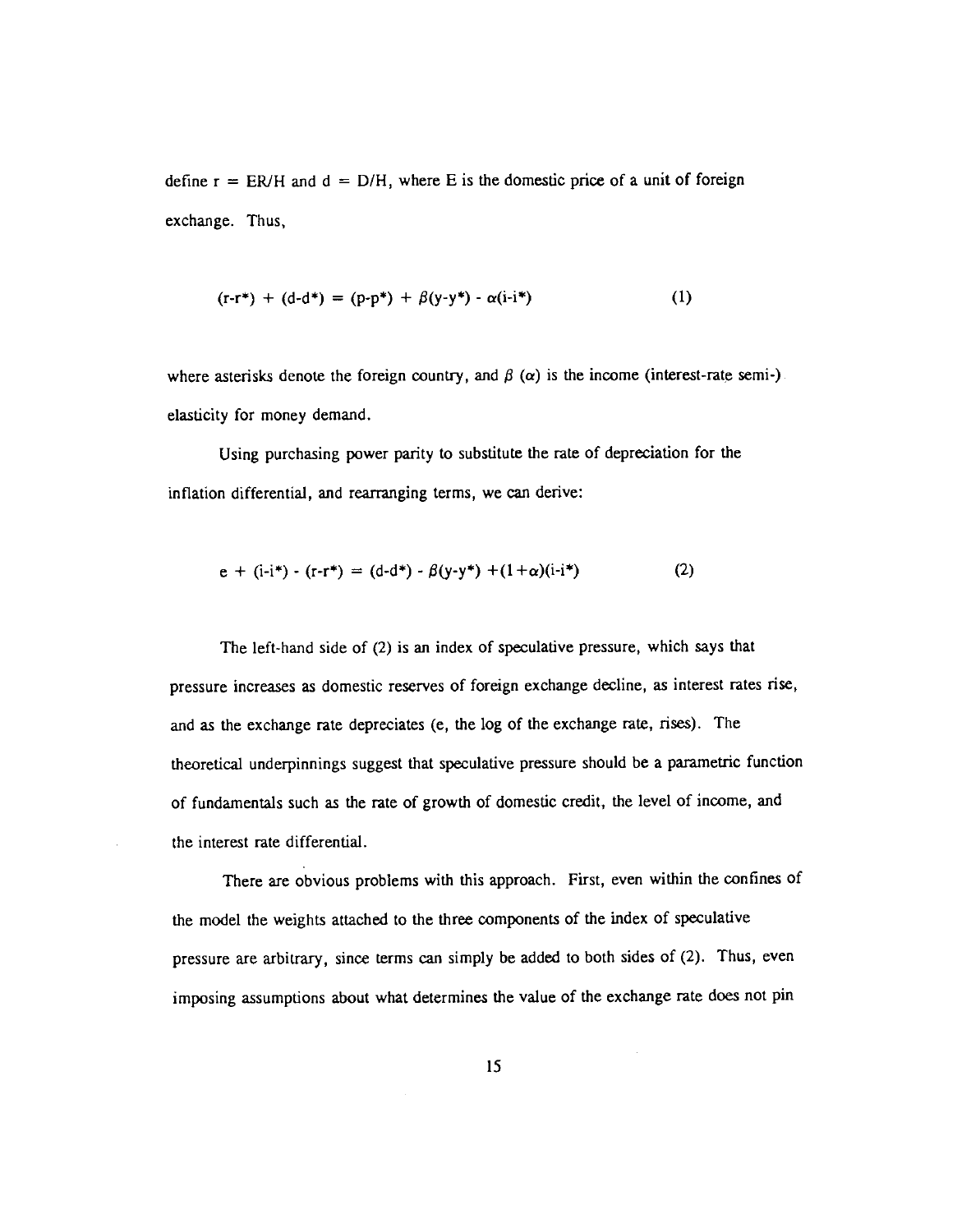define $r = ER/H$ and $d = D/H$, where E is the domestic price of a unit of foreign exchange. Thus,

$$(r-r^*) + (d-d^*) = (p-p^*) + \beta(y-y^*) - \alpha(i-i^*) \qquad (1)$$

where asterisks denote the foreign country, and $\beta$ ($\alpha$) is the income (interest-rate semi-) elasticity for money demand.

Using purchasing power parity to substitute the rate of depreciation for the inflation differential, and rearranging terms, we can derive:

$$e + (i-i^*) - (r-r^*) = (d-d^*) - \beta(y-y^*) + (1+\alpha)(i-i^*) \qquad (2)$$

The left-hand side of (2) is an index of speculative pressure, which says that pressure increases as domestic reserves of foreign exchange decline, as interest rates rise, and as the exchange rate depreciates (e, the log of the exchange rate, rises). The theoretical underpinnings suggest that speculative pressure should be a parametric function of fundamentals such as the rate of growth of domestic credit, the level of income, and the interest rate differential.

There are obvious problems with this approach. First, even within the confines of the model the weights attached to the three components of the index of speculative pressure are arbitrary, since terms can simply be added to both sides of (2). Thus, even imposing assumptions about what determines the value of the exchange rate does not pin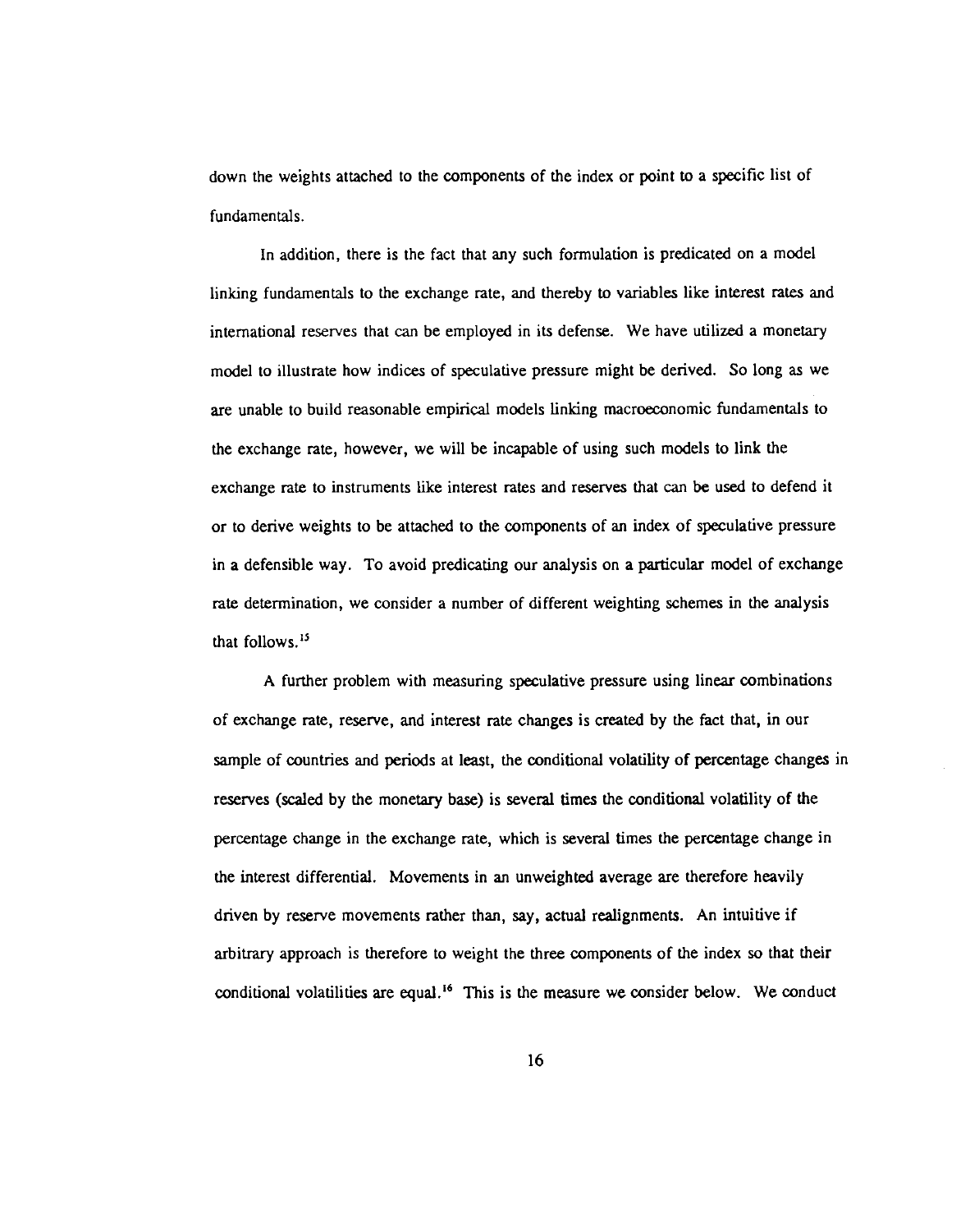down the weights attached to the components of the index or point to a specific list of fundamentals.

In addition, there is the fact that any such formulation is predicated on a model linking fundamentals to the exchange rate, and thereby to variables like interest rates and international reserves that can be employed in its defense. We have utilized a monetary model to illustrate how indices of speculative pressure might be derived. So long as we are unable to build reasonable empirical models linking macroeconomic fundamentals to the exchange rate, however, we will be incapable of using such models to link the exchange rate to instruments like interest rates and reserves that can be used to defend it or to derive weights to be attached to the components of an index of speculative pressure in a defensible way. To avoid predicating our analysis on a particular model of exchange rate determination, we consider a number of different weighting schemes in the analysis that follows.[15]

A further problem with measuring speculative pressure using linear combinations of exchange rate, reserve, and interest rate changes is created by the fact that, in our sample of countries and periods at least, the conditional volatility of percentage changes in reserves (scaled by the monetary base) is several times the conditional volatility of the percentage change in the exchange rate, which is several times the percentage change in the interest differential. Movements in an unweighted average are therefore heavily driven by reserve movements rather than, say, actual realignments. An intuitive if arbitrary approach is therefore to weight the three components of the index so that their conditional volatilities are equal.[16] This is the measure we consider below. We conduct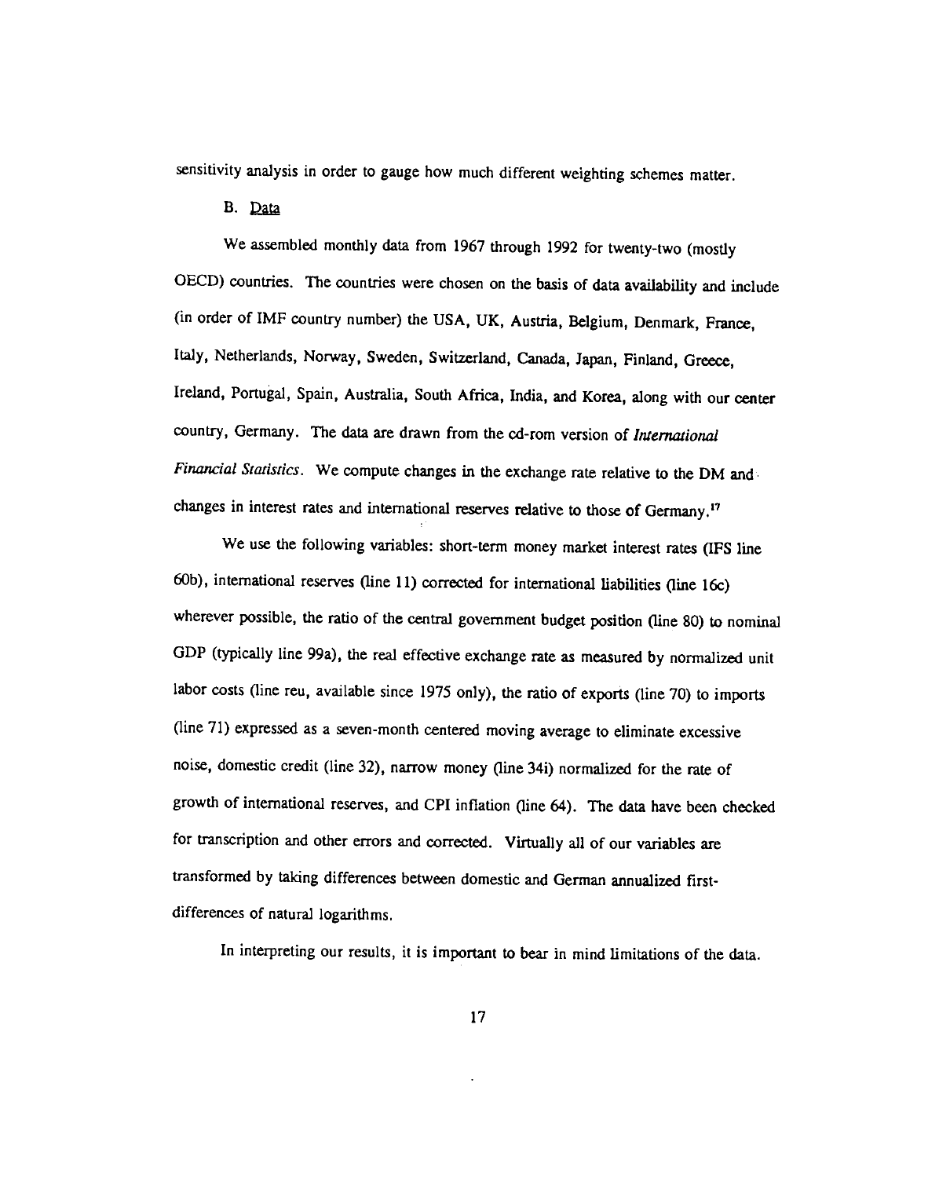sensitivity analysis in order to gauge how much different weighting schemes matter.

### B. Data

We assembled monthly data from 1967 through 1992 for twenty-two (mostly OECD) countries. The countries were chosen on the basis of data availability and include (in order of IMF country number) the USA, UK, Austria, Belgium, Denmark, France, Italy, Netherlands, Norway, Sweden, Switzerland, Canada, Japan, Finland, Greece, Ireland, Portugal, Spain, Australia, South Africa, India, and Korea, along with our center country, Germany. The data are drawn from the cd-rom version of *International Financial Statistics*. We compute changes in the exchange rate relative to the DM and changes in interest rates and international reserves relative to those of Germany.[17]

We use the following variables: short-term money market interest rates (IFS line 60b), international reserves (line 11) corrected for international liabilities (line 16c) wherever possible, the ratio of the central government budget position (line 80) to nominal GDP (typically line 99a), the real effective exchange rate as measured by normalized unit labor costs (line reu, available since 1975 only), the ratio of exports (line 70) to imports (line 71) expressed as a seven-month centered moving average to eliminate excessive noise, domestic credit (line 32), narrow money (line 34i) normalized for the rate of growth of international reserves, and CPI inflation (line 64). The data have been checked for transcription and other errors and corrected. Virtually all of our variables are transformed by taking differences between domestic and German annualized first-differences of natural logarithms.

In interpreting our results, it is important to bear in mind limitations of the data.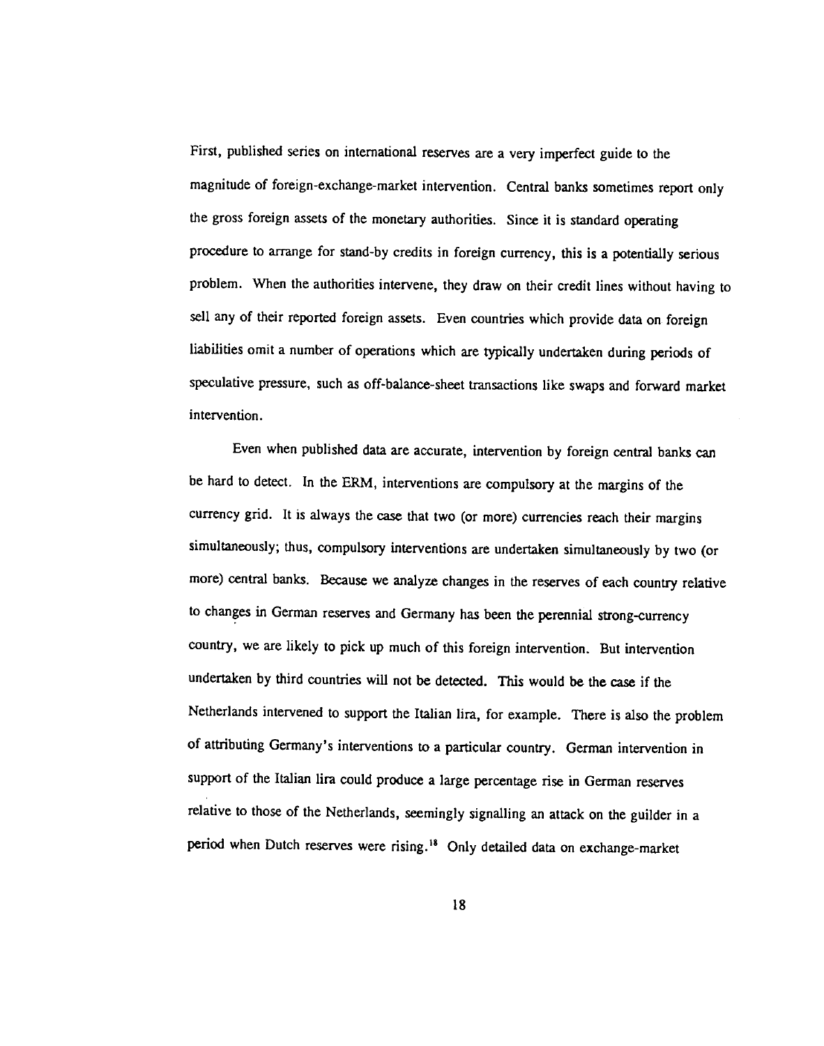First, published series on international reserves are a very imperfect guide to the magnitude of foreign-exchange-market intervention. Central banks sometimes report only the gross foreign assets of the monetary authorities. Since it is standard operating procedure to arrange for stand-by credits in foreign currency, this is a potentially serious problem. When the authorities intervene, they draw on their credit lines without having to sell any of their reported foreign assets. Even countries which provide data on foreign liabilities omit a number of operations which are typically undertaken during periods of speculative pressure, such as off-balance-sheet transactions like swaps and forward market intervention.

Even when published data are accurate, intervention by foreign central banks can be hard to detect. In the ERM, interventions are compulsory at the margins of the currency grid. It is always the case that two (or more) currencies reach their margins simultaneously; thus, compulsory interventions are undertaken simultaneously by two (or more) central banks. Because we analyze changes in the reserves of each country relative to changes in German reserves and Germany has been the perennial strong-currency country, we are likely to pick up much of this foreign intervention. But intervention undertaken by third countries will not be detected. This would be the case if the Netherlands intervened to support the Italian lira, for example. There is also the problem of attributing Germany's interventions to a particular country. German intervention in support of the Italian lira could produce a large percentage rise in German reserves relative to those of the Netherlands, seemingly signalling an attack on the guilder in a period when Dutch reserves were rising.[18] Only detailed data on exchange-market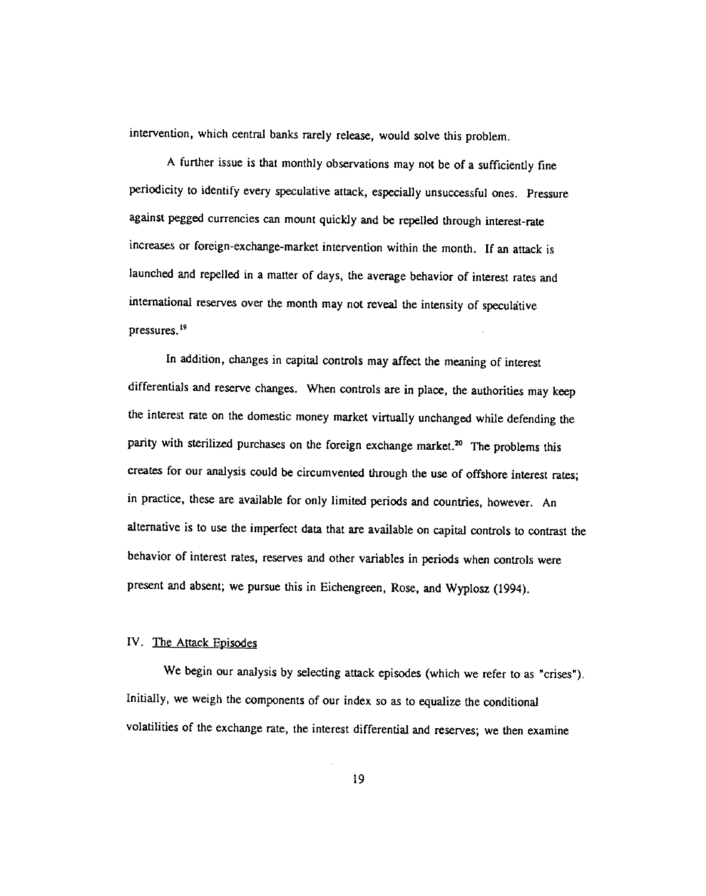intervention, which central banks rarely release, would solve this problem.

A further issue is that monthly observations may not be of a sufficiently fine periodicity to identify every speculative attack, especially unsuccessful ones. Pressure against pegged currencies can mount quickly and be repelled through interest-rate increases or foreign-exchange-market intervention within the month. If an attack is launched and repelled in a matter of days, the average behavior of interest rates and international reserves over the month may not reveal the intensity of speculative pressures.[19]

In addition, changes in capital controls may affect the meaning of interest differentials and reserve changes. When controls are in place, the authorities may keep the interest rate on the domestic money market virtually unchanged while defending the parity with sterilized purchases on the foreign exchange market.[20] The problems this creates for our analysis could be circumvented through the use of offshore interest rates; in practice, these are available for only limited periods and countries, however. An alternative is to use the imperfect data that are available on capital controls to contrast the behavior of interest rates, reserves and other variables in periods when controls were present and absent; we pursue this in Eichengreen, Rose, and Wyplosz (1994).

## IV. The Attack Episodes

We begin our analysis by selecting attack episodes (which we refer to as "crises"). Initially, we weigh the components of our index so as to equalize the conditional volatilities of the exchange rate, the interest differential and reserves; we then examine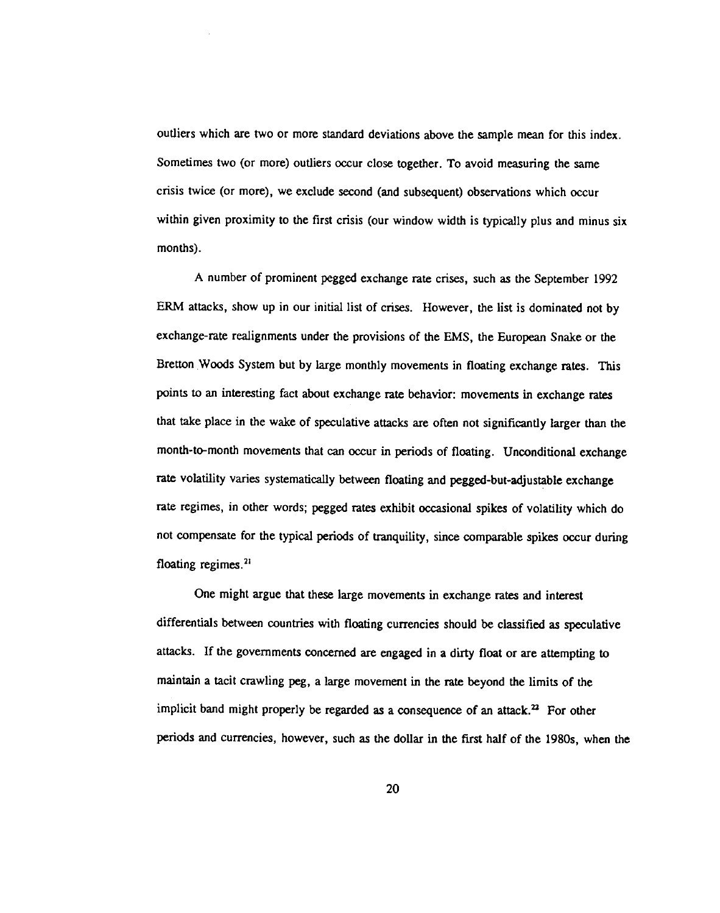outliers which are two or more standard deviations above the sample mean for this index. Sometimes two (or more) outliers occur close together. To avoid measuring the same crisis twice (or more), we exclude second (and subsequent) observations which occur within given proximity to the first crisis (our window width is typically plus and minus six months).

A number of prominent pegged exchange rate crises, such as the September 1992 ERM attacks, show up in our initial list of crises. However, the list is dominated not by exchange-rate realignments under the provisions of the EMS, the European Snake or the Bretton Woods System but by large monthly movements in floating exchange rates. This points to an interesting fact about exchange rate behavior: movements in exchange rates that take place in the wake of speculative attacks are often not significantly larger than the month-to-month movements that can occur in periods of floating. Unconditional exchange rate volatility varies systematically between floating and pegged-but-adjustable exchange rate regimes, in other words; pegged rates exhibit occasional spikes of volatility which do not compensate for the typical periods of tranquility, since comparable spikes occur during floating regimes.[21]

One might argue that these large movements in exchange rates and interest differentials between countries with floating currencies should be classified as speculative attacks. If the governments concerned are engaged in a dirty float or are attempting to maintain a tacit crawling peg, a large movement in the rate beyond the limits of the implicit band might properly be regarded as a consequence of an attack.[22] For other periods and currencies, however, such as the dollar in the first half of the 1980s, when the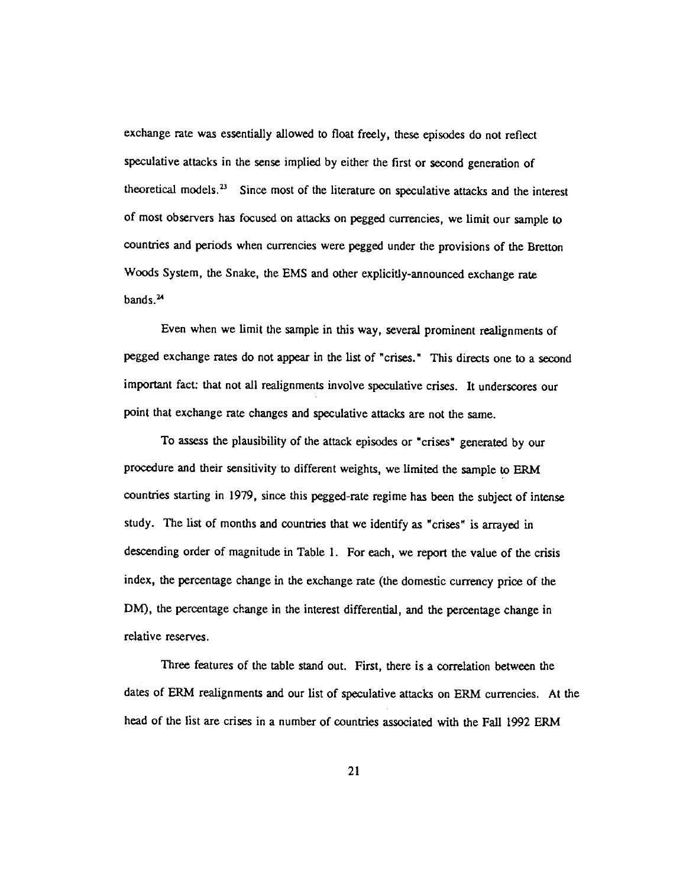exchange rate was essentially allowed to float freely, these episodes do not reflect speculative attacks in the sense implied by either the first or second generation of theoretical models.[23] Since most of the literature on speculative attacks and the interest of most observers has focused on attacks on pegged currencies, we limit our sample to countries and periods when currencies were pegged under the provisions of the Bretton Woods System, the Snake, the EMS and other explicitly-announced exchange rate bands.[24]

Even when we limit the sample in this way, several prominent realignments of pegged exchange rates do not appear in the list of "crises." This directs one to a second important fact: that not all realignments involve speculative crises. It underscores our point that exchange rate changes and speculative attacks are not the same.

To assess the plausibility of the attack episodes or "crises" generated by our procedure and their sensitivity to different weights, we limited the sample to ERM countries starting in 1979, since this pegged-rate regime has been the subject of intense study. The list of months and countries that we identify as "crises" is arrayed in descending order of magnitude in Table 1. For each, we report the value of the crisis index, the percentage change in the exchange rate (the domestic currency price of the DM), the percentage change in the interest differential, and the percentage change in relative reserves.

Three features of the table stand out. First, there is a correlation between the dates of ERM realignments and our list of speculative attacks on ERM currencies. At the head of the list are crises in a number of countries associated with the Fall 1992 ERM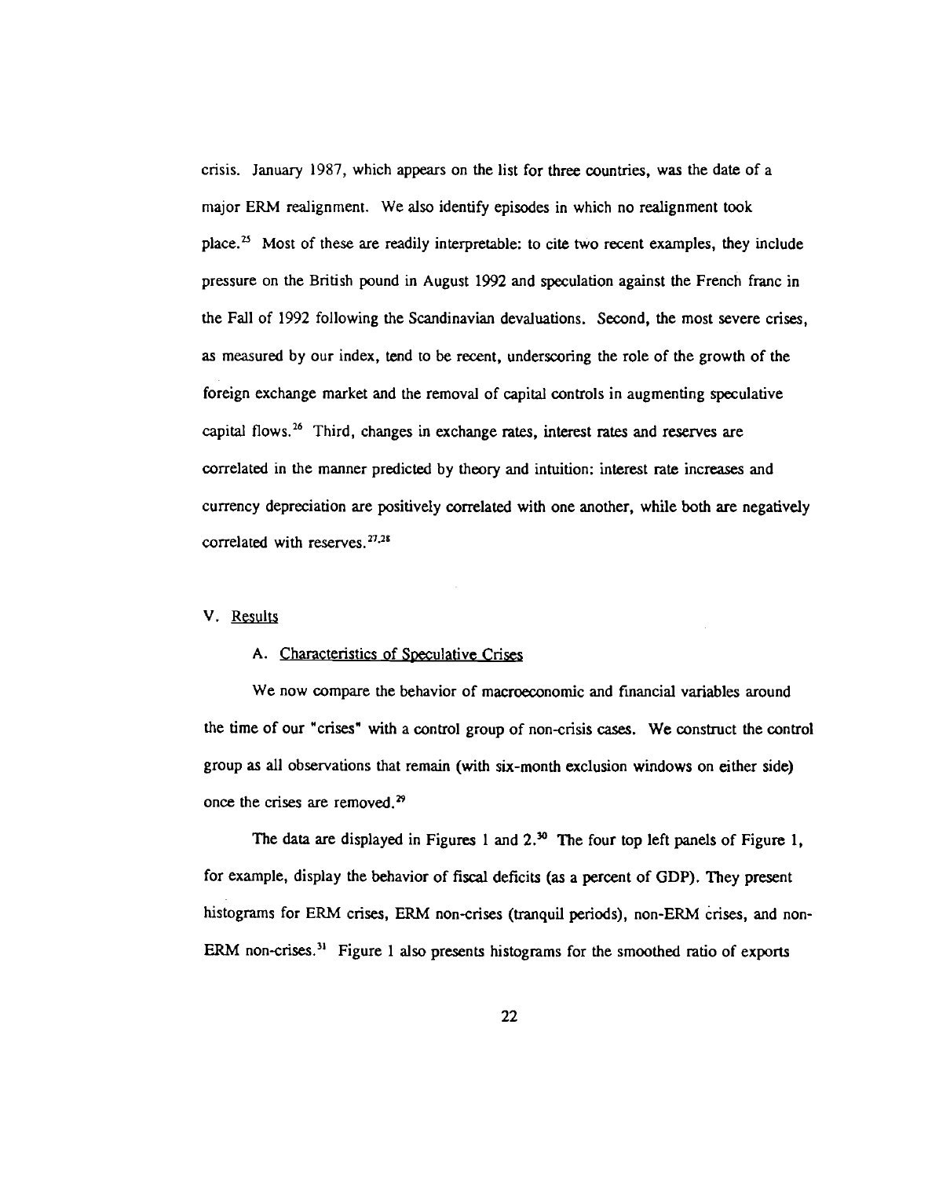crisis. January 1987, which appears on the list for three countries, was the date of a major ERM realignment. We also identify episodes in which no realignment took place.[25] Most of these are readily interpretable: to cite two recent examples, they include pressure on the British pound in August 1992 and speculation against the French franc in the Fall of 1992 following the Scandinavian devaluations. Second, the most severe crises, as measured by our index, tend to be recent, underscoring the role of the growth of the foreign exchange market and the removal of capital controls in augmenting speculative capital flows.[26] Third, changes in exchange rates, interest rates and reserves are correlated in the manner predicted by theory and intuition: interest rate increases and currency depreciation are positively correlated with one another, while both are negatively correlated with reserves.[27,28]

## V. Results

### A. Characteristics of Speculative Crises

We now compare the behavior of macroeconomic and financial variables around the time of our "crises" with a control group of non-crisis cases. We construct the control group as all observations that remain (with six-month exclusion windows on either side) once the crises are removed.[29]

The data are displayed in Figures 1 and 2.[30] The four top left panels of Figure 1, for example, display the behavior of fiscal deficits (as a percent of GDP). They present histograms for ERM crises, ERM non-crises (tranquil periods), non-ERM crises, and non-ERM non-crises.[31] Figure 1 also presents histograms for the smoothed ratio of exports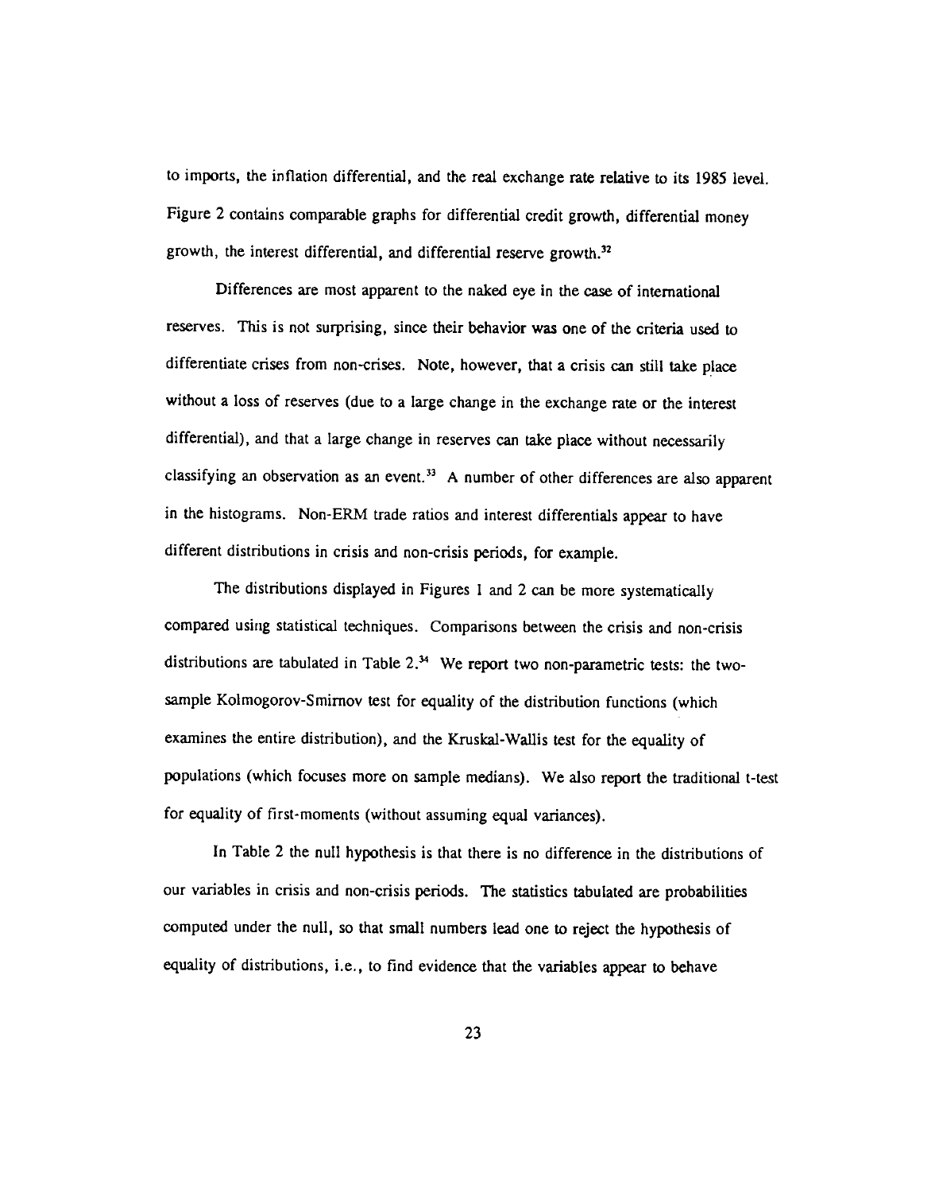to imports, the inflation differential, and the real exchange rate relative to its 1985 level. Figure 2 contains comparable graphs for differential credit growth, differential money growth, the interest differential, and differential reserve growth.[32]

Differences are most apparent to the naked eye in the case of international reserves. This is not surprising, since their behavior was one of the criteria used to differentiate crises from non-crises. Note, however, that a crisis can still take place without a loss of reserves (due to a large change in the exchange rate or the interest differential), and that a large change in reserves can take place without necessarily classifying an observation as an event.[33] A number of other differences are also apparent in the histograms. Non-ERM trade ratios and interest differentials appear to have different distributions in crisis and non-crisis periods, for example.

The distributions displayed in Figures 1 and 2 can be more systematically compared using statistical techniques. Comparisons between the crisis and non-crisis distributions are tabulated in Table 2.[34] We report two non-parametric tests: the two-sample Kolmogorov-Smirnov test for equality of the distribution functions (which examines the entire distribution), and the Kruskal-Wallis test for the equality of populations (which focuses more on sample medians). We also report the traditional t-test for equality of first-moments (without assuming equal variances).

In Table 2 the null hypothesis is that there is no difference in the distributions of our variables in crisis and non-crisis periods. The statistics tabulated are probabilities computed under the null, so that small numbers lead one to reject the hypothesis of equality of distributions, i.e., to find evidence that the variables appear to behave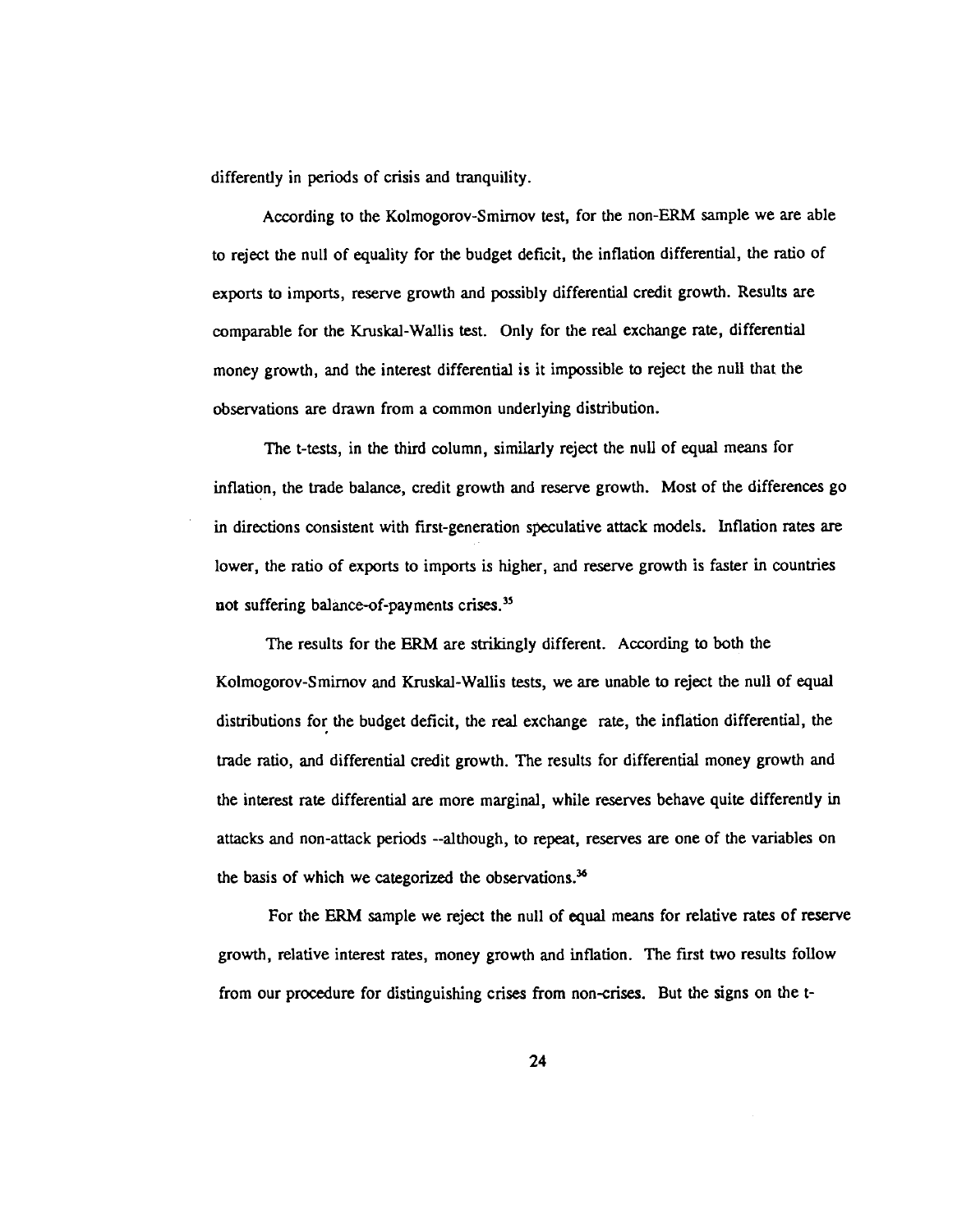differently in periods of crisis and tranquility.

According to the Kolmogorov-Smirnov test, for the non-ERM sample we are able to reject the null of equality for the budget deficit, the inflation differential, the ratio of exports to imports, reserve growth and possibly differential credit growth. Results are comparable for the Kruskal-Wallis test. Only for the real exchange rate, differential money growth, and the interest differential is it impossible to reject the null that the observations are drawn from a common underlying distribution.

The t-tests, in the third column, similarly reject the null of equal means for inflation, the trade balance, credit growth and reserve growth. Most of the differences go in directions consistent with first-generation speculative attack models. Inflation rates are lower, the ratio of exports to imports is higher, and reserve growth is faster in countries not suffering balance-of-payments crises.[35]

The results for the ERM are strikingly different. According to both the Kolmogorov-Smirnov and Kruskal-Wallis tests, we are unable to reject the null of equal distributions for the budget deficit, the real exchange rate, the inflation differential, the trade ratio, and differential credit growth. The results for differential money growth and the interest rate differential are more marginal, while reserves behave quite differently in attacks and non-attack periods --although, to repeat, reserves are one of the variables on the basis of which we categorized the observations.[36]

For the ERM sample we reject the null of equal means for relative rates of reserve growth, relative interest rates, money growth and inflation. The first two results follow from our procedure for distinguishing crises from non-crises. But the signs on the t-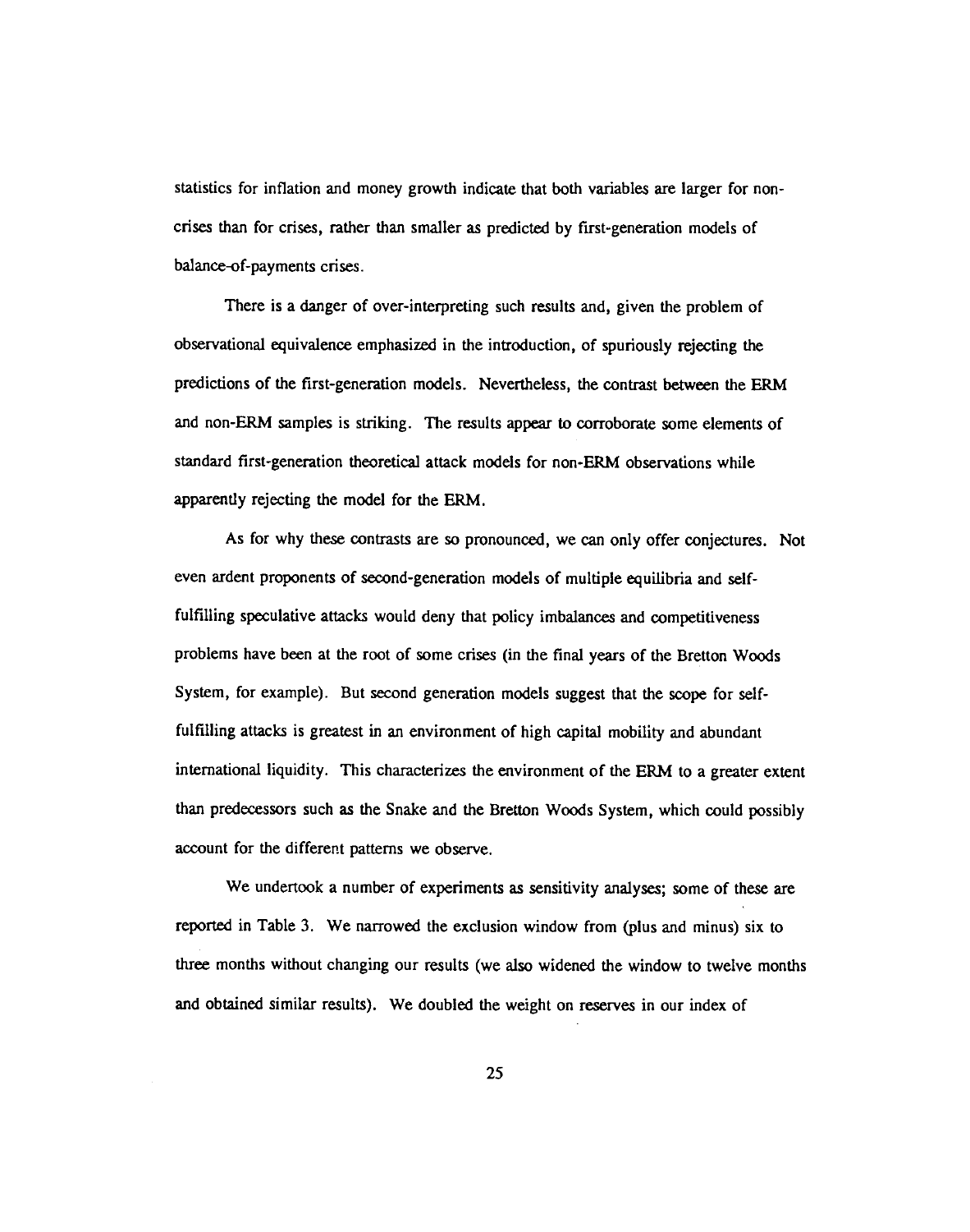statistics for inflation and money growth indicate that both variables are larger for non-crises than for crises, rather than smaller as predicted by first-generation models of balance-of-payments crises.

There is a danger of over-interpreting such results and, given the problem of observational equivalence emphasized in the introduction, of spuriously rejecting the predictions of the first-generation models. Nevertheless, the contrast between the ERM and non-ERM samples is striking. The results appear to corroborate some elements of standard first-generation theoretical attack models for non-ERM observations while apparently rejecting the model for the ERM.

As for why these contrasts are so pronounced, we can only offer conjectures. Not even ardent proponents of second-generation models of multiple equilibria and self-fulfilling speculative attacks would deny that policy imbalances and competitiveness problems have been at the root of some crises (in the final years of the Bretton Woods System, for example). But second generation models suggest that the scope for self-fulfilling attacks is greatest in an environment of high capital mobility and abundant international liquidity. This characterizes the environment of the ERM to a greater extent than predecessors such as the Snake and the Bretton Woods System, which could possibly account for the different patterns we observe.

We undertook a number of experiments as sensitivity analyses; some of these are reported in Table 3. We narrowed the exclusion window from (plus and minus) six to three months without changing our results (we also widened the window to twelve months and obtained similar results). We doubled the weight on reserves in our index of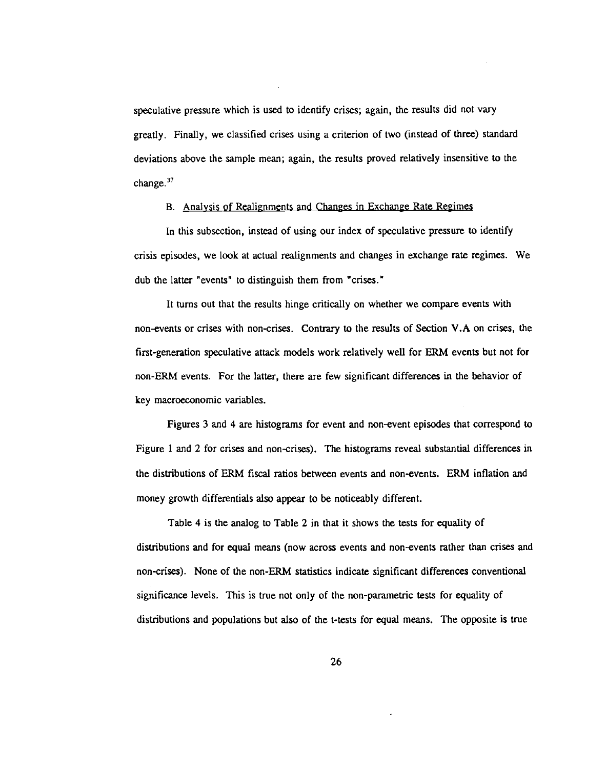speculative pressure which is used to identify crises; again, the results did not vary greatly. Finally, we classified crises using a criterion of two (instead of three) standard deviations above the sample mean; again, the results proved relatively insensitive to the change.[37]

### B. Analysis of Realignments and Changes in Exchange Rate Regimes

In this subsection, instead of using our index of speculative pressure to identify crisis episodes, we look at actual realignments and changes in exchange rate regimes. We dub the latter "events" to distinguish them from "crises."

It turns out that the results hinge critically on whether we compare events with non-events or crises with non-crises. Contrary to the results of Section V.A on crises, the first-generation speculative attack models work relatively well for ERM events but not for non-ERM events. For the latter, there are few significant differences in the behavior of key macroeconomic variables.

Figures 3 and 4 are histograms for event and non-event episodes that correspond to Figure 1 and 2 for crises and non-crises). The histograms reveal substantial differences in the distributions of ERM fiscal ratios between events and non-events. ERM inflation and money growth differentials also appear to be noticeably different.

Table 4 is the analog to Table 2 in that it shows the tests for equality of distributions and for equal means (now across events and non-events rather than crises and non-crises). None of the non-ERM statistics indicate significant differences conventional significance levels. This is true not only of the non-parametric tests for equality of distributions and populations but also of the t-tests for equal means. The opposite is true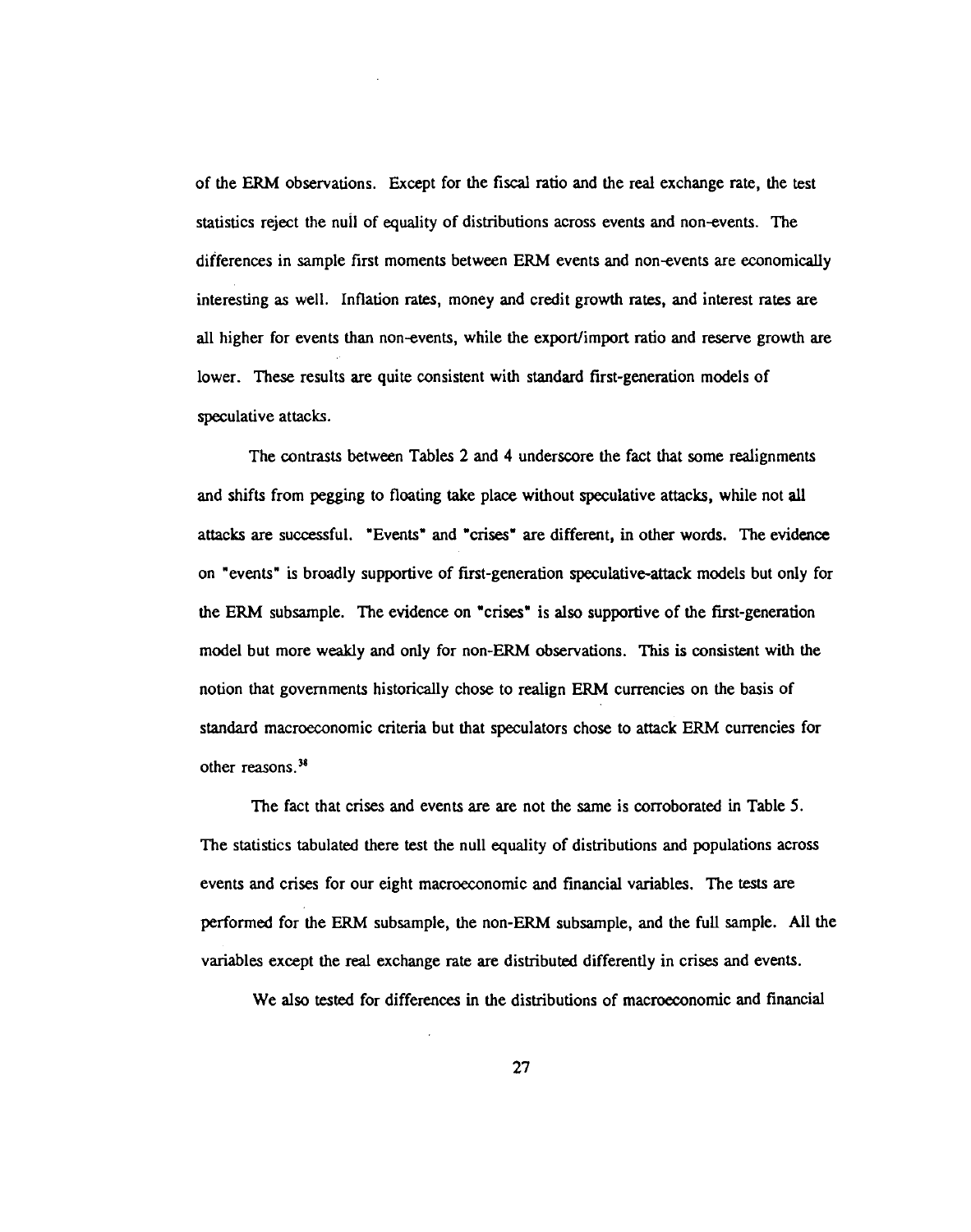of the ERM observations. Except for the fiscal ratio and the real exchange rate, the test statistics reject the null of equality of distributions across events and non-events. The differences in sample first moments between ERM events and non-events are economically interesting as well. Inflation rates, money and credit growth rates, and interest rates are all higher for events than non-events, while the export/import ratio and reserve growth are lower. These results are quite consistent with standard first-generation models of speculative attacks.

The contrasts between Tables 2 and 4 underscore the fact that some realignments and shifts from pegging to floating take place without speculative attacks, while not all attacks are successful. "Events" and "crises" are different, in other words. The evidence on "events" is broadly supportive of first-generation speculative-attack models but only for the ERM subsample. The evidence on "crises" is also supportive of the first-generation model but more weakly and only for non-ERM observations. This is consistent with the notion that governments historically chose to realign ERM currencies on the basis of standard macroeconomic criteria but that speculators chose to attack ERM currencies for other reasons.[38]

The fact that crises and events are are not the same is corroborated in Table 5. The statistics tabulated there test the null equality of distributions and populations across events and crises for our eight macroeconomic and financial variables. The tests are performed for the ERM subsample, the non-ERM subsample, and the full sample. All the variables except the real exchange rate are distributed differently in crises and events.

We also tested for differences in the distributions of macroeconomic and financial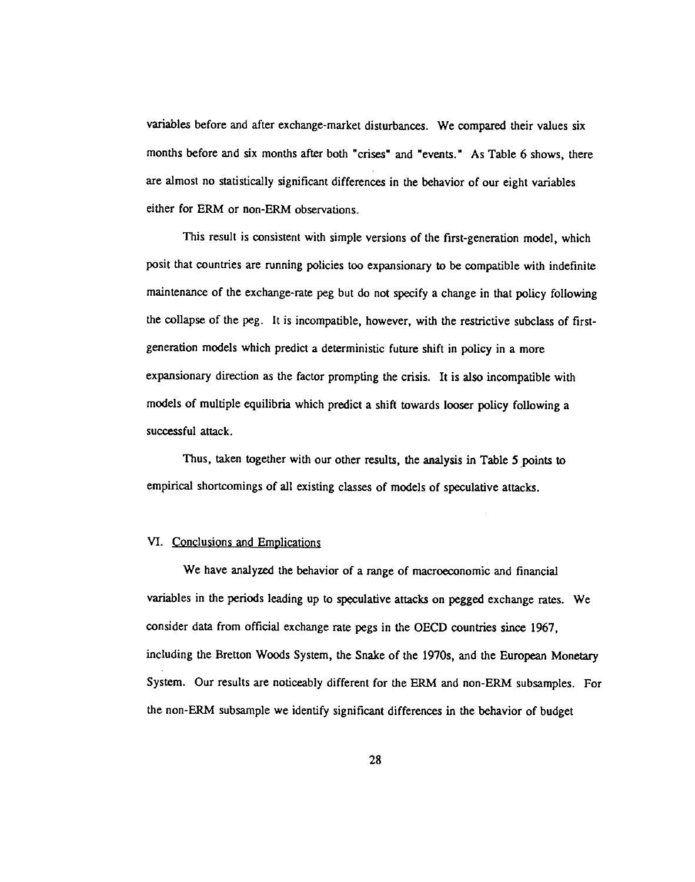variables before and after exchange-market disturbances. We compared their values six months before and six months after both "crises" and "events." As Table 6 shows, there are almost no statistically significant differences in the behavior of our eight variables either for ERM or non-ERM observations.

This result is consistent with simple versions of the first-generation model, which posit that countries are running policies too expansionary to be compatible with indefinite maintenance of the exchange-rate peg but do not specify a change in that policy following the collapse of the peg. It is incompatible, however, with the restrictive subclass of first-generation models which predict a deterministic future shift in policy in a more expansionary direction as the factor prompting the crisis. It is also incompatible with models of multiple equilibria which predict a shift towards looser policy following a successful attack.

Thus, taken together with our other results, the analysis in Table 5 points to empirical shortcomings of all existing classes of models of speculative attacks.

## VI. Conclusions and Emplications

We have analyzed the behavior of a range of macroeconomic and financial variables in the periods leading up to speculative attacks on pegged exchange rates. We consider data from official exchange rate pegs in the OECD countries since 1967, including the Bretton Woods System, the Snake of the 1970s, and the European Monetary System. Our results are noticeably different for the ERM and non-ERM subsamples. For the non-ERM subsample we identify significant differences in the behavior of budget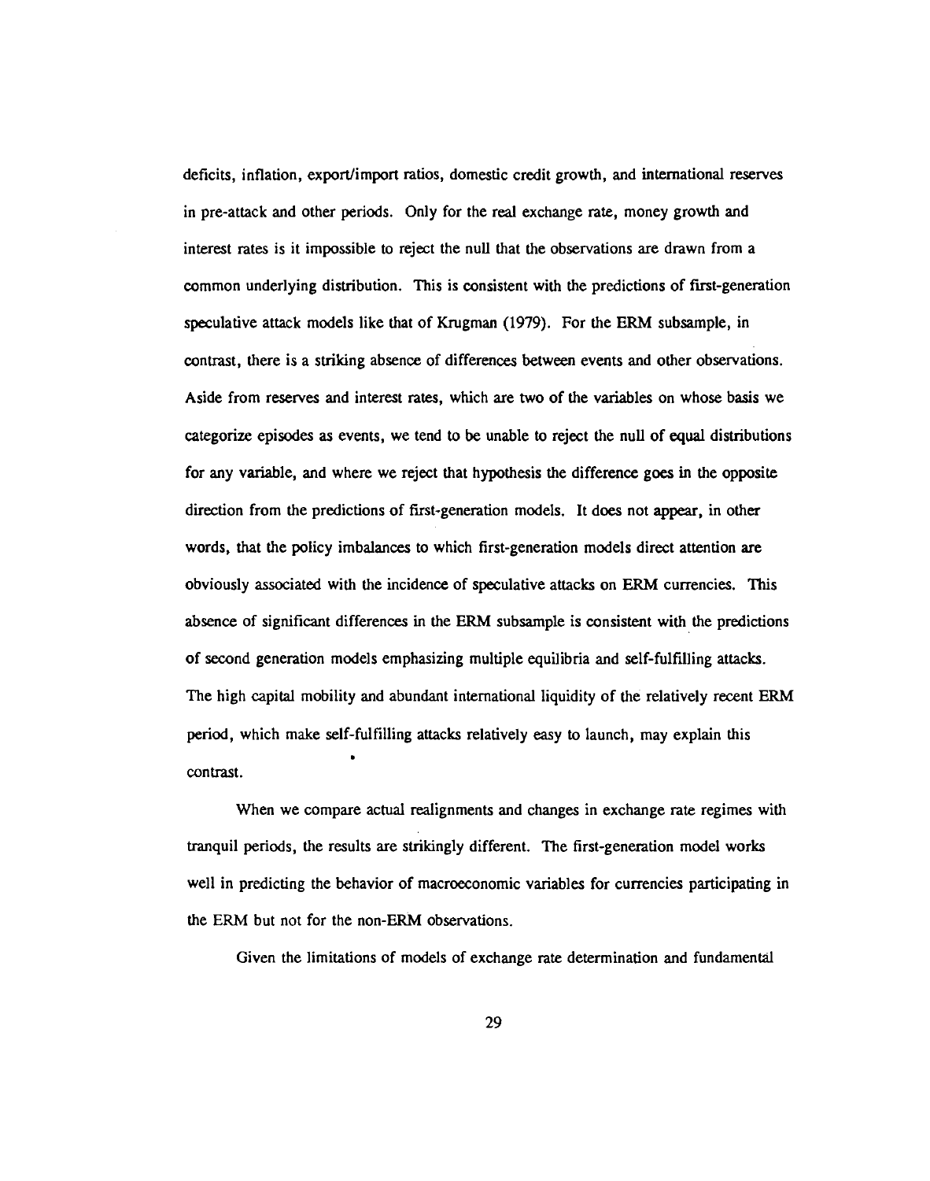deficits, inflation, export/import ratios, domestic credit growth, and international reserves in pre-attack and other periods. Only for the real exchange rate, money growth and interest rates is it impossible to reject the null that the observations are drawn from a common underlying distribution. This is consistent with the predictions of first-generation speculative attack models like that of Krugman (1979). For the ERM subsample, in contrast, there is a striking absence of differences between events and other observations. Aside from reserves and interest rates, which are two of the variables on whose basis we categorize episodes as events, we tend to be unable to reject the null of equal distributions for any variable, and where we reject that hypothesis the difference goes in the opposite direction from the predictions of first-generation models. It does not appear, in other words, that the policy imbalances to which first-generation models direct attention are obviously associated with the incidence of speculative attacks on ERM currencies. This absence of significant differences in the ERM subsample is consistent with the predictions of second generation models emphasizing multiple equilibria and self-fulfilling attacks. The high capital mobility and abundant international liquidity of the relatively recent ERM period, which make self-fulfilling attacks relatively easy to launch, may explain this contrast.

When we compare actual realignments and changes in exchange rate regimes with tranquil periods, the results are strikingly different. The first-generation model works well in predicting the behavior of macroeconomic variables for currencies participating in the ERM but not for the non-ERM observations.

Given the limitations of models of exchange rate determination and fundamental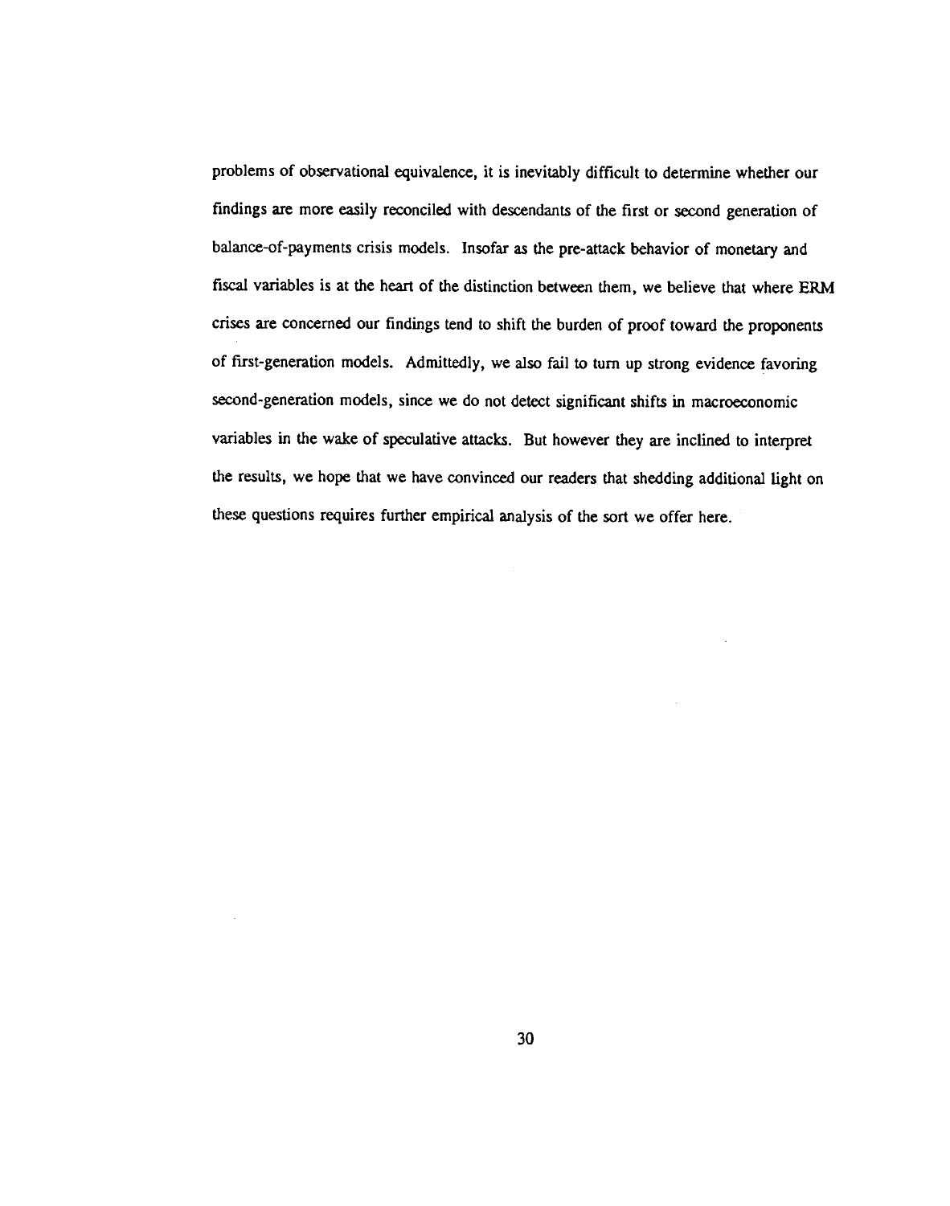problems of observational equivalence, it is inevitably difficult to determine whether our findings are more easily reconciled with descendants of the first or second generation of balance-of-payments crisis models. Insofar as the pre-attack behavior of monetary and fiscal variables is at the heart of the distinction between them, we believe that where ERM crises are concerned our findings tend to shift the burden of proof toward the proponents of first-generation models. Admittedly, we also fail to turn up strong evidence favoring second-generation models, since we do not detect significant shifts in macroeconomic variables in the wake of speculative attacks. But however they are inclined to interpret the results, we hope that we have convinced our readers that shedding additional light on these questions requires further empirical analysis of the sort we offer here.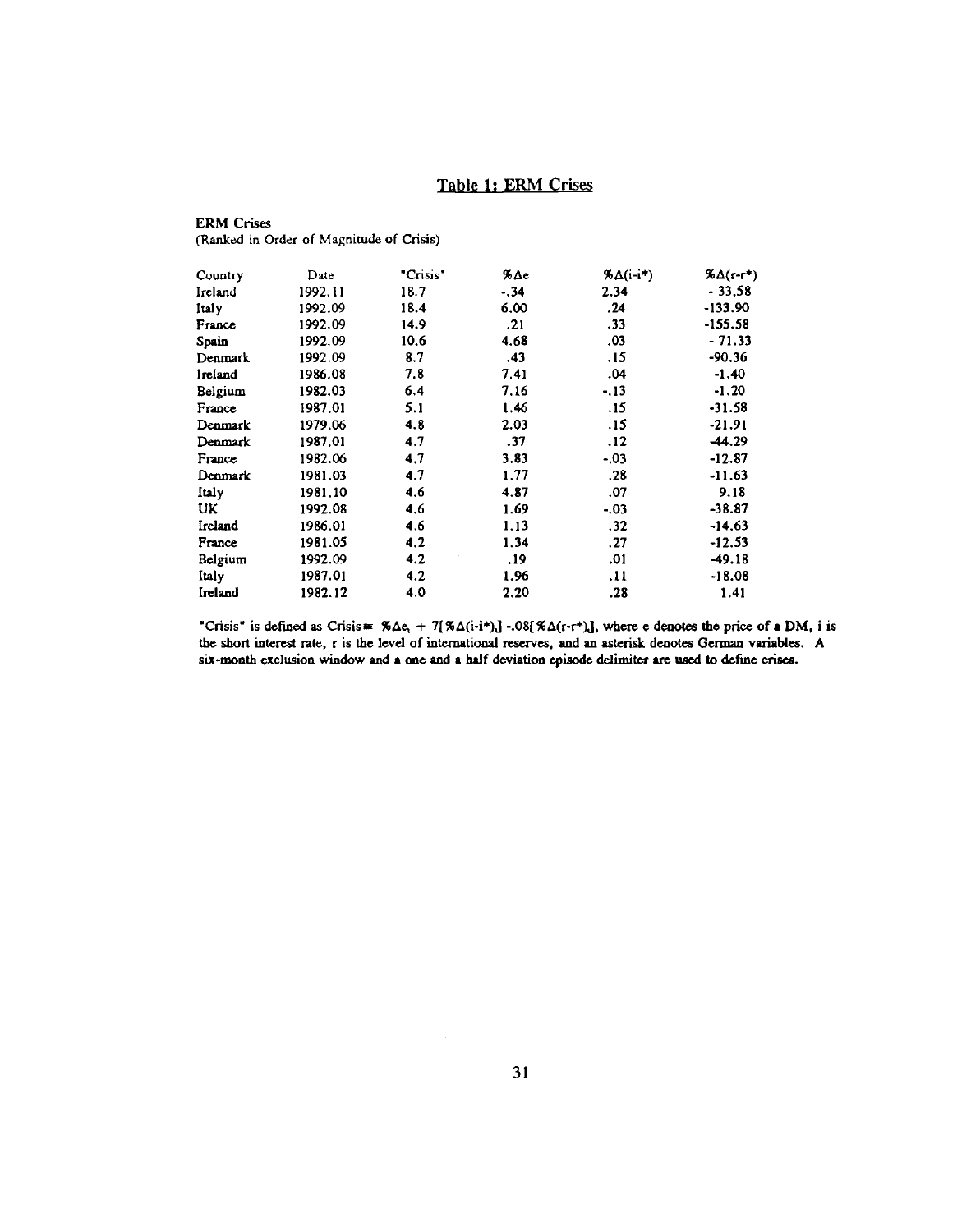## Table 1: ERM Crises

**ERM Crises**
(Ranked in Order of Magnitude of Crisis)

| Country | Date | "Crisis" | $\%\Delta e$ | $\%\Delta(i-i^*)$ | $\%\Delta(r-r^*)$ |
|---|---|---|---|---|---|
| Ireland | 1992.11 | 18.7 | -.34 | 2.34 | - 33.58 |
| Italy | 1992.09 | 18.4 | 6.00 | .24 | -133.90 |
| France | 1992.09 | 14.9 | .21 | .33 | -155.58 |
| Spain | 1992.09 | 10.6 | 4.68 | .03 | - 71.33 |
| Denmark | 1992.09 | 8.7 | .43 | .15 | -90.36 |
| Ireland | 1986.08 | 7.8 | 7.41 | .04 | -1.40 |
| Belgium | 1982.03 | 6.4 | 7.16 | -.13 | -1.20 |
| France | 1987.01 | 5.1 | 1.46 | .15 | -31.58 |
| Denmark | 1979.06 | 4.8 | 2.03 | .15 | -21.91 |
| Denmark | 1987.01 | 4.7 | .37 | .12 | -44.29 |
| France | 1982.06 | 4.7 | 3.83 | -.03 | -12.87 |
| Denmark | 1981.03 | 4.7 | 1.77 | .28 | -11.63 |
| Italy | 1981.10 | 4.6 | 4.87 | .07 | 9.18 |
| UK | 1992.08 | 4.6 | 1.69 | -.03 | -38.87 |
| Ireland | 1986.01 | 4.6 | 1.13 | .32 | -14.63 |
| France | 1981.05 | 4.2 | 1.34 | .27 | -12.53 |
| Belgium | 1992.09 | 4.2 | .19 | .01 | -49.18 |
| Italy | 1987.01 | 4.2 | 1.96 | .11 | -18.08 |
| Ireland | 1982.12 | 4.0 | 2.20 | .28 | 1.41 |

"Crisis" is defined as Crisis $\equiv \%\Delta e_t + 7[\%\Delta(i-i^*)_t] - .08[\%\Delta(r-r^*)_t]$, where e denotes the price of a DM, i is the short interest rate, r is the level of international reserves, and an asterisk denotes German variables. A six-month exclusion window and a one and a half deviation episode delimiter are used to define crises.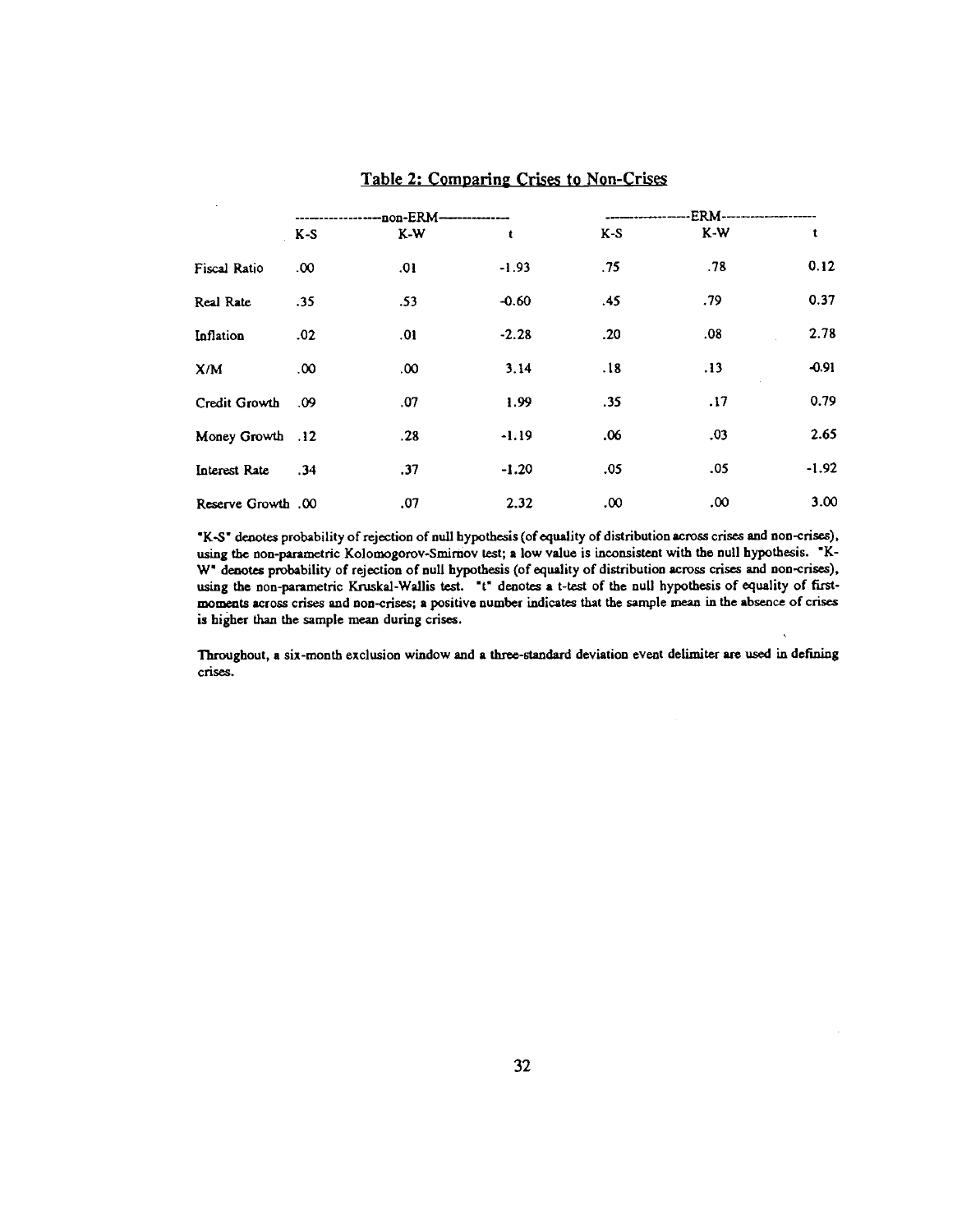## Table 2: Comparing Crises to Non-Crises

| | non-ERM | | | ERM | | |
|---|---|---|---|---|---|---|
| | K-S | K-W | t | K-S | K-W | t |
| Fiscal Ratio | .00 | .01 | -1.93 | .75 | .78 | 0.12 |
| Real Rate | .35 | .53 | -0.60 | .45 | .79 | 0.37 |
| Inflation | .02 | .01 | -2.28 | .20 | .08 | 2.78 |
| X/M | .00 | .00 | 3.14 | .18 | .13 | -0.91 |
| Credit Growth | .09 | .07 | 1.99 | .35 | .17 | 0.79 |
| Money Growth | .12 | .28 | -1.19 | .06 | .03 | 2.65 |
| Interest Rate | .34 | .37 | -1.20 | .05 | .05 | -1.92 |
| Reserve Growth | .00 | .07 | 2.32 | .00 | .00 | 3.00 |

"K-S" denotes probability of rejection of null hypothesis (of equality of distribution across crises and non-crises), using the non-parametric Kolomogorov-Smirnov test; a low value is inconsistent with the null hypothesis. "K-W" denotes probability of rejection of null hypothesis (of equality of distribution across crises and non-crises), using the non-parametric Kruskal-Wallis test. "t" denotes a t-test of the null hypothesis of equality of first-moments across crises and non-crises; a positive number indicates that the sample mean in the absence of crises is higher than the sample mean during crises.

Throughout, a six-month exclusion window and a three-standard deviation event delimiter are used in defining crises.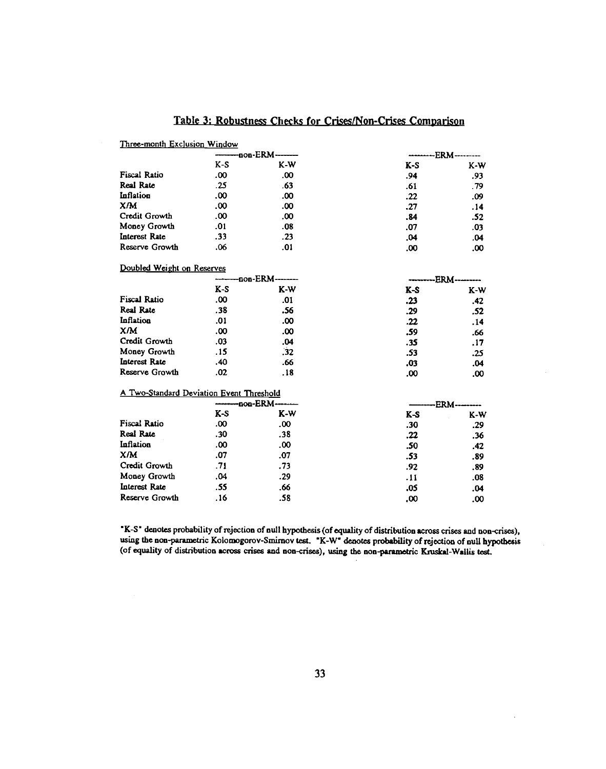## Table 3: Robustness Checks for Crises/Non-Crises Comparison

Three-month Exclusion Window

| | non-ERM | | ERM | |
|---|---|---|---|---|
| | K-S | K-W | K-S | K-W |
| Fiscal Ratio | .00 | .00 | .94 | .93 |
| Real Rate | .25 | .63 | .61 | .79 |
| Inflation | .00 | .00 | .22 | .09 |
| X/M | .00 | .00 | .27 | .14 |
| Credit Growth | .00 | .00 | .84 | .52 |
| Money Growth | .01 | .08 | .07 | .03 |
| Interest Rate | .33 | .23 | .04 | .04 |
| Reserve Growth | .06 | .01 | .00 | .00 |

Doubled Weight on Reserves

| | non-ERM | | ERM | |
|---|---|---|---|---|
| | K-S | K-W | K-S | K-W |
| Fiscal Ratio | .00 | .01 | .23 | .42 |
| Real Rate | .38 | .56 | .29 | .52 |
| Inflation | .01 | .00 | .22 | .14 |
| X/M | .00 | .00 | .59 | .66 |
| Credit Growth | .03 | .04 | .35 | .17 |
| Money Growth | .15 | .32 | .53 | .25 |
| Interest Rate | .40 | .66 | .03 | .04 |
| Reserve Growth | .02 | .18 | .00 | .00 |

A Two-Standard Deviation Event Threshold

| | non-ERM | | ERM | |
|---|---|---|---|---|
| | K-S | K-W | K-S | K-W |
| Fiscal Ratio | .00 | .00 | .30 | .29 |
| Real Rate | .30 | .38 | .22 | .36 |
| Inflation | .00 | .00 | .50 | .42 |
| X/M | .07 | .07 | .53 | .89 |
| Credit Growth | .71 | .73 | .92 | .89 |
| Money Growth | .04 | .29 | .11 | .08 |
| Interest Rate | .55 | .66 | .05 | .04 |
| Reserve Growth | .16 | .58 | .00 | .00 |

"K-S" denotes probability of rejection of null hypothesis (of equality of distribution across crises and non-crises), using the non-parametric Kolomogorov-Smirnov test. "K-W" denotes probability of rejection of null hypothesis (of equality of distribution across crises and non-crises), using the non-parametric Kruskal-Wallis test.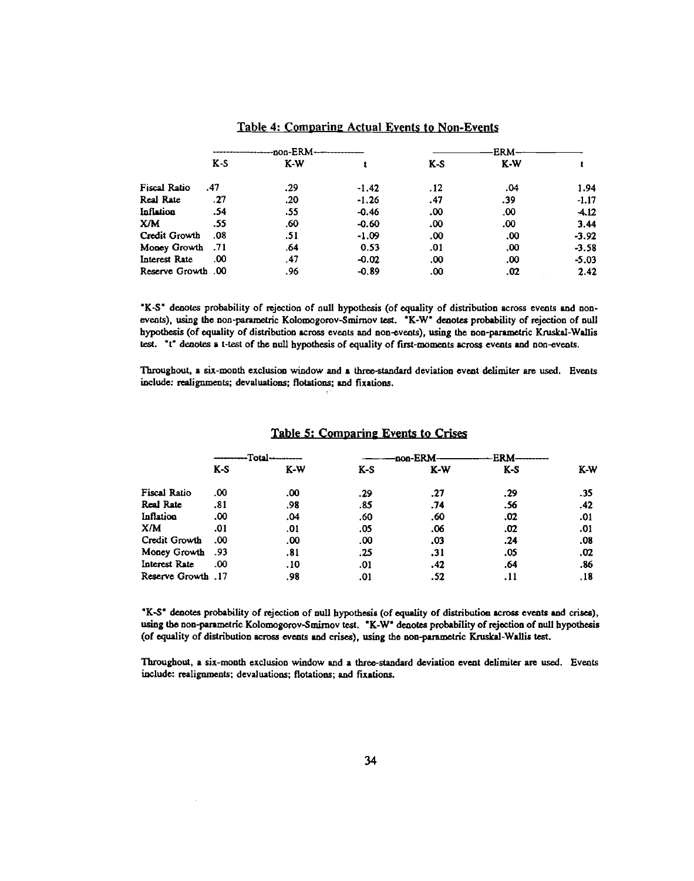## Table 4: Comparing Actual Events to Non-Events

| | non-ERM | | | ERM | | |
|---|---|---|---|---|---|---|
| | K-S | K-W | t | K-S | K-W | t |
| Fiscal Ratio | .47 | .29 | -1.42 | .12 | .04 | 1.94 |
| Real Rate | .27 | .20 | -1.26 | .47 | .39 | -1.17 |
| Inflation | .54 | .55 | -0.46 | .00 | .00 | -4.12 |
| X/M | .55 | .60 | -0.60 | .00 | .00 | 3.44 |
| Credit Growth | .08 | .51 | -1.09 | .00 | .00 | -3.92 |
| Money Growth | .71 | .64 | 0.53 | .01 | .00 | -3.58 |
| Interest Rate | .00 | .47 | -0.02 | .00 | .00 | -5.03 |
| Reserve Growth | .00 | .96 | -0.89 | .00 | .02 | 2.42 |

"K-S" denotes probability of rejection of null hypothesis (of equality of distribution across events and non-events), using the non-parametric Kolomogorov-Smirnov test. "K-W" denotes probability of rejection of null hypothesis (of equality of distribution across events and non-events), using the non-parametric Kruskal-Wallis test. "t" denotes a t-test of the null hypothesis of equality of first-moments across events and non-events.

Throughout, a six-month exclusion window and a three-standard deviation event delimiter are used. Events include: realignments; devaluations; flotations; and fixations.

## Table 5: Comparing Events to Crises

| | Total | | non-ERM | | ERM | |
|---|---|---|---|---|---|---|
| | K-S | K-W | K-S | K-W | K-S | K-W |
| Fiscal Ratio | .00 | .00 | .29 | .27 | .29 | .35 |
| Real Rate | .81 | .98 | .85 | .74 | .56 | .42 |
| Inflation | .00 | .04 | .60 | .60 | .02 | .01 |
| X/M | .01 | .01 | .05 | .06 | .02 | .01 |
| Credit Growth | .00 | .00 | .00 | .03 | .24 | .08 |
| Money Growth | .93 | .81 | .25 | .31 | .05 | .02 |
| Interest Rate | .00 | .10 | .01 | .42 | .64 | .86 |
| Reserve Growth | .17 | .98 | .01 | .52 | .11 | .18 |

"K-S" denotes probability of rejection of null hypothesis (of equality of distribution across events and crises), using the non-parametric Kolomogorov-Smirnov test. "K-W" denotes probability of rejection of null hypothesis (of equality of distribution across events and crises), using the non-parametric Kruskal-Wallis test.

Throughout, a six-month exclusion window and a three-standard deviation event delimiter are used. Events include: realignments; devaluations; flotations; and fixations.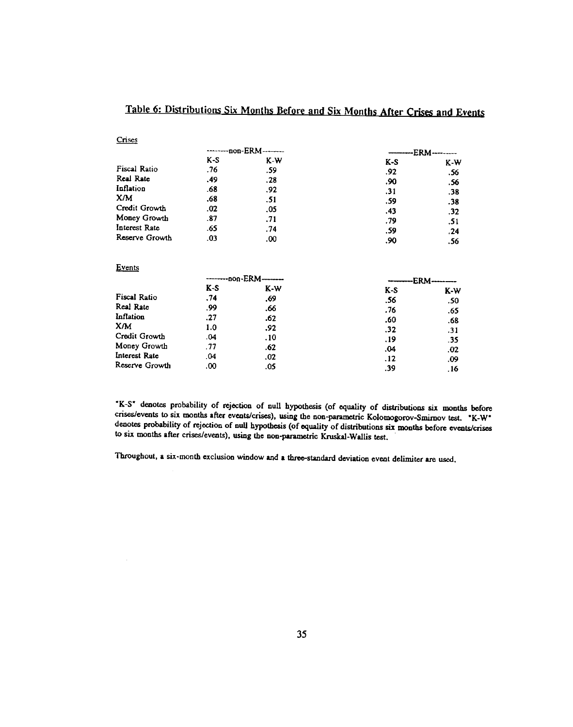## Table 6: Distributions Six Months Before and Six Months After Crises and Events

Crises

| | non-ERM | | ERM | |
|---|---|---|---|---|
| | K-S | K-W | K-S | K-W |
| Fiscal Ratio | .76 | .59 | .92 | .56 |
| Real Rate | .49 | .28 | .90 | .56 |
| Inflation | .68 | .92 | .31 | .38 |
| X/M | .68 | .51 | .59 | .38 |
| Credit Growth | .02 | .05 | .43 | .32 |
| Money Growth | .87 | .71 | .79 | .51 |
| Interest Rate | .65 | .74 | .59 | .24 |
| Reserve Growth | .03 | .00 | .90 | .56 |

Events

| | non-ERM | | ERM | |
|---|---|---|---|---|
| | K-S | K-W | K-S | K-W |
| Fiscal Ratio | .74 | .69 | .56 | .50 |
| Real Rate | .99 | .66 | .76 | .65 |
| Inflation | .27 | .62 | .60 | .68 |
| X/M | 1.0 | .92 | .32 | .31 |
| Credit Growth | .04 | .10 | .19 | .35 |
| Money Growth | .77 | .62 | .04 | .02 |
| Interest Rate | .04 | .02 | .12 | .09 |
| Reserve Growth | .00 | .05 | .39 | .16 |

"K-S" denotes probability of rejection of null hypothesis (of equality of distributions six months before crises/events to six months after events/crises), using the non-parametric Kolomogorov-Smirnov test. "K-W" denotes probability of rejection of null hypothesis (of equality of distributions six months before events/crises to six months after crises/events), using the non-parametric Kruskal-Wallis test.

Throughout, a six-month exclusion window and a three-standard deviation event delimiter are used.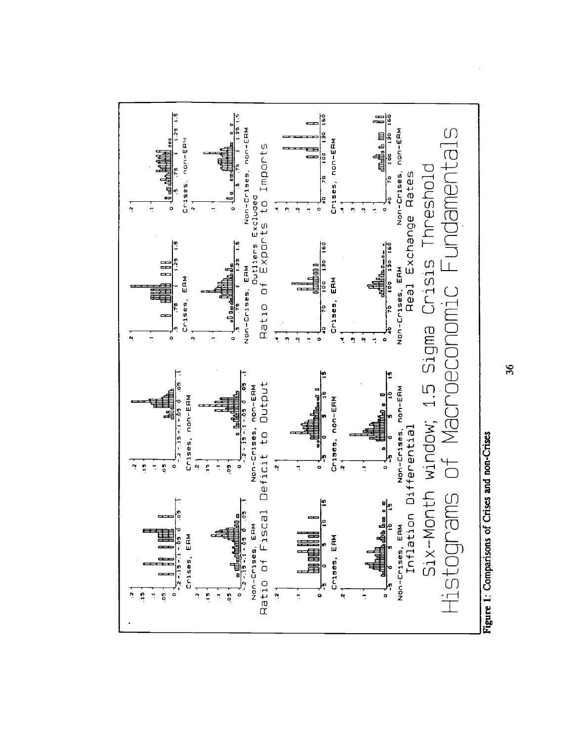Figure 1: Comparisons of Crises and non-Crises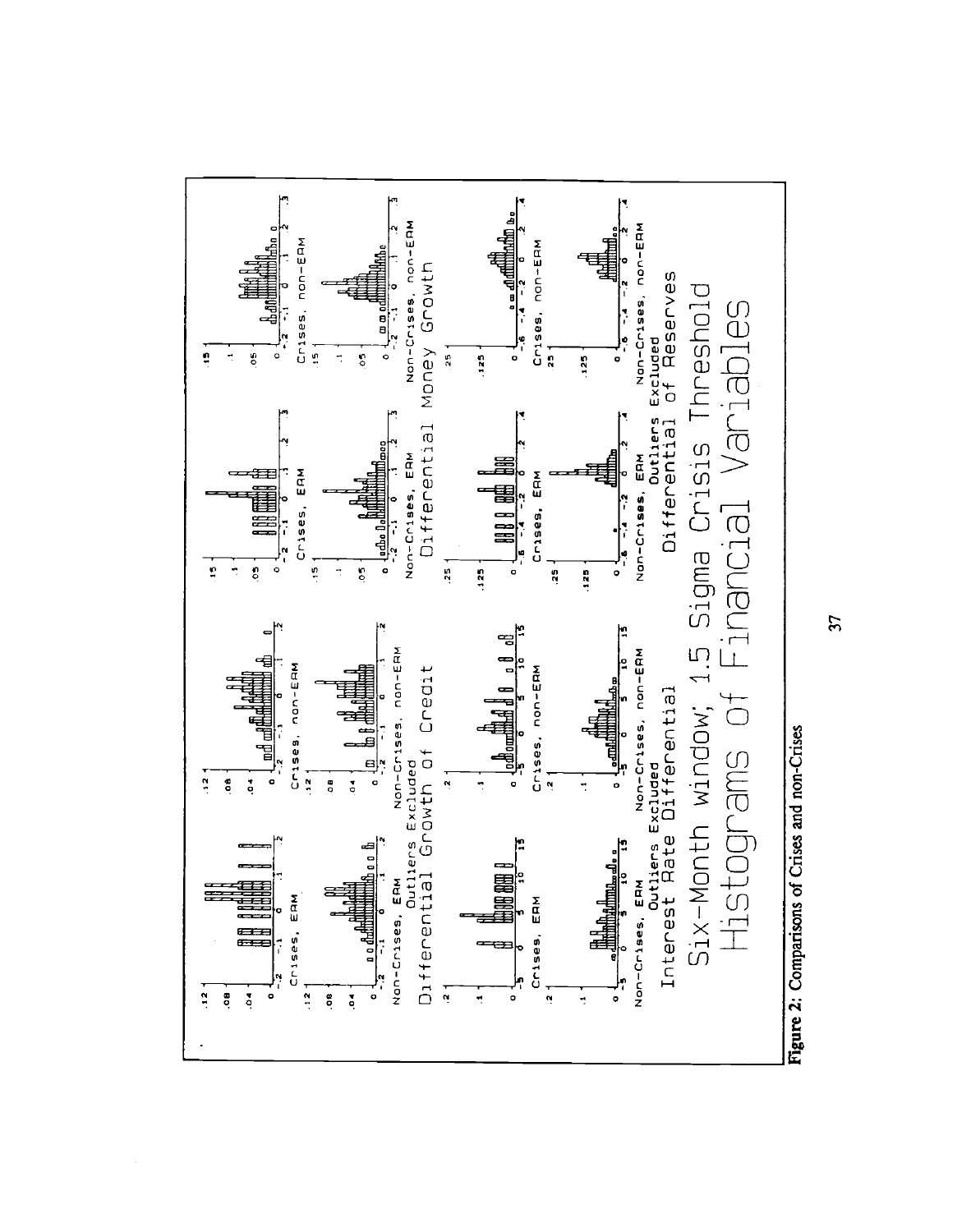Six-Month window; 1.5 Sigma Crisis Threshold

Histograms of Financial Variables

Differential Growth of Credit

Interest Rate Differential

Differential Money Growth

Differential of Reserves

**Figure 2:** Comparisons of Crises and non-Crises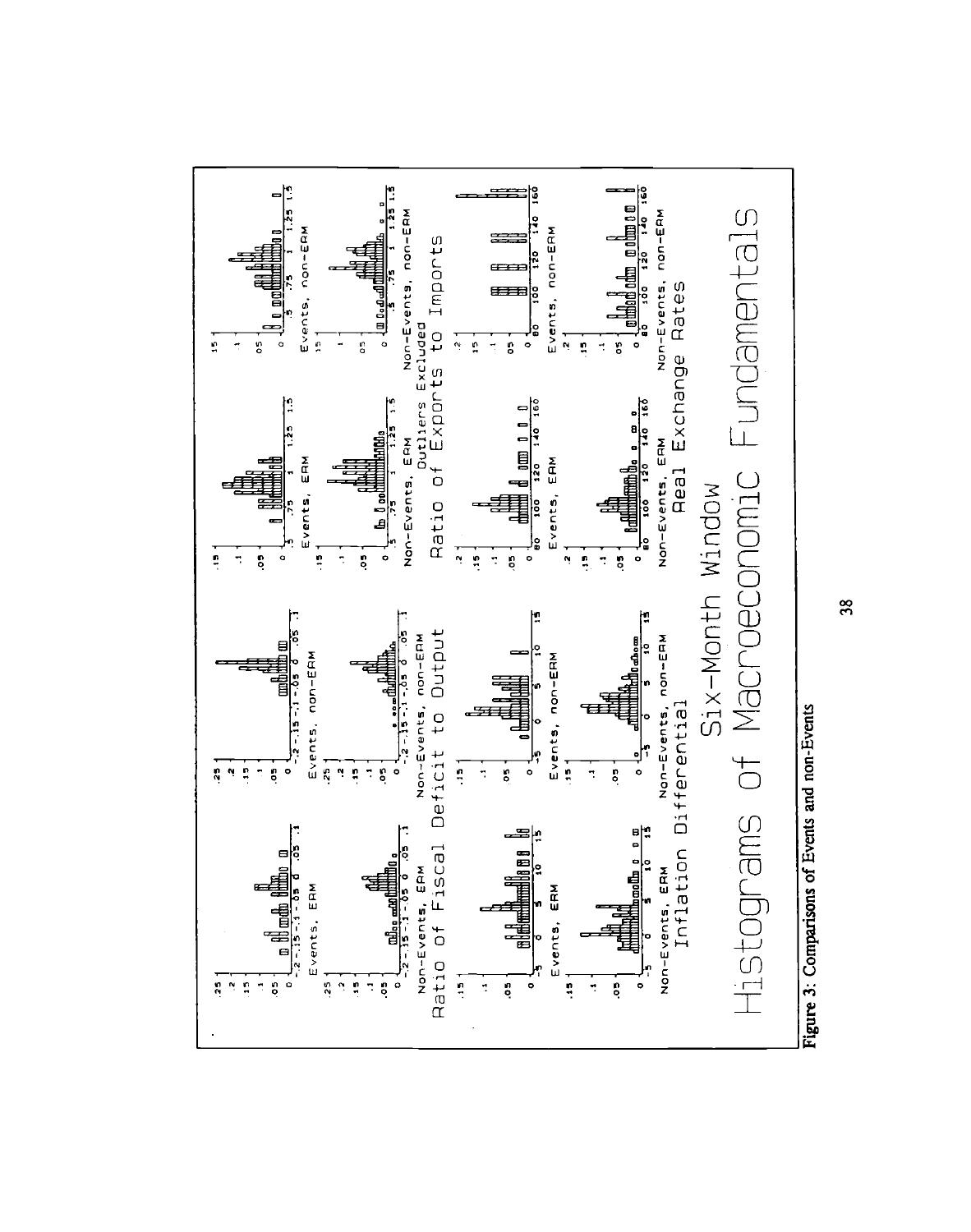Six-Month Window

Histograms of Macroeconomic Fundamentals

Ratio of Fiscal Deficit to Output

Inflation Differential

Ratio of Exports to Imports

Outliers Excluded

Real Exchange Rates

Events, ERM

Events, non-ERM

Non-Events, ERM

Non-Events, non-ERM

**Figure 3: Comparisons of Events and non-Events**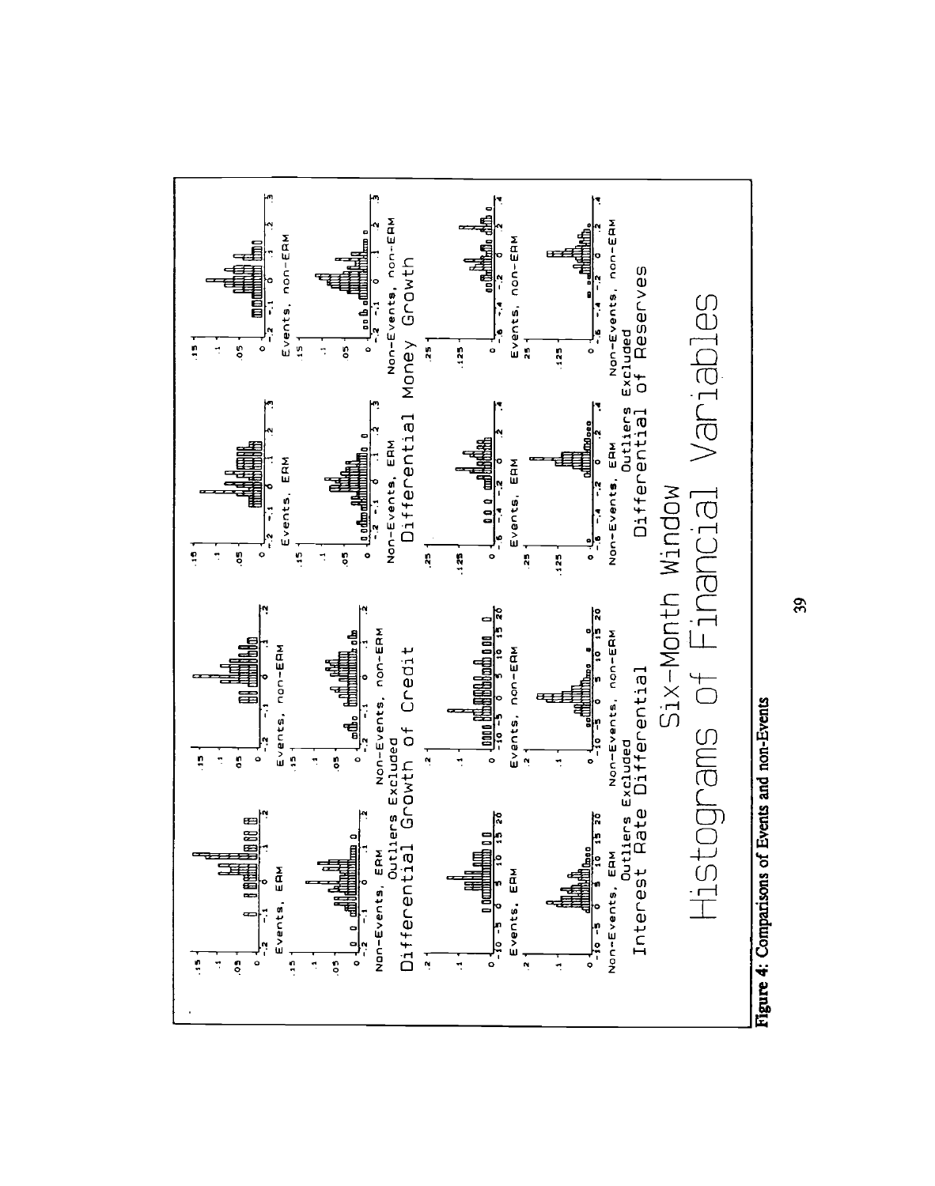Figure 4: Comparisons of Events and non-Events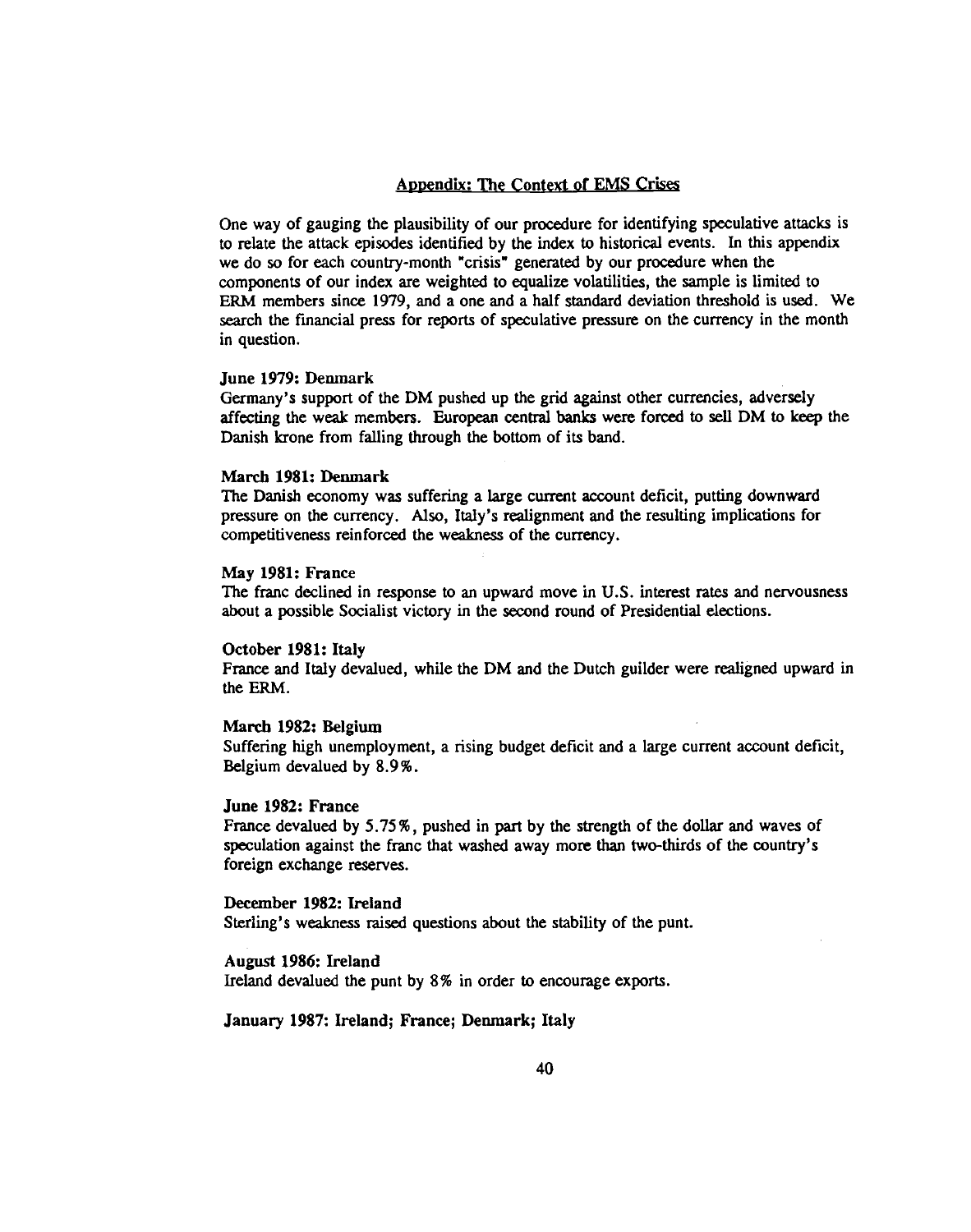## Appendix: The Context of EMS Crises

One way of gauging the plausibility of our procedure for identifying speculative attacks is to relate the attack episodes identified by the index to historical events. In this appendix we do so for each country-month "crisis" generated by our procedure when the components of our index are weighted to equalize volatilities, the sample is limited to ERM members since 1979, and a one and a half standard deviation threshold is used. We search the financial press for reports of speculative pressure on the currency in the month in question.

**June 1979: Denmark**
Germany's support of the DM pushed up the grid against other currencies, adversely affecting the weak members. European central banks were forced to sell DM to keep the Danish krone from falling through the bottom of its band.

**March 1981: Denmark**
The Danish economy was suffering a large current account deficit, putting downward pressure on the currency. Also, Italy's realignment and the resulting implications for competitiveness reinforced the weakness of the currency.

**May 1981: France**
The franc declined in response to an upward move in U.S. interest rates and nervousness about a possible Socialist victory in the second round of Presidential elections.

**October 1981: Italy**
France and Italy devalued, while the DM and the Dutch guilder were realigned upward in the ERM.

**March 1982: Belgium**
Suffering high unemployment, a rising budget deficit and a large current account deficit, Belgium devalued by 8.9%.

**June 1982: France**
France devalued by 5.75%, pushed in part by the strength of the dollar and waves of speculation against the franc that washed away more than two-thirds of the country's foreign exchange reserves.

**December 1982: Ireland**
Sterling's weakness raised questions about the stability of the punt.

**August 1986: Ireland**
Ireland devalued the punt by 8% in order to encourage exports.

**January 1987: Ireland; France; Denmark; Italy**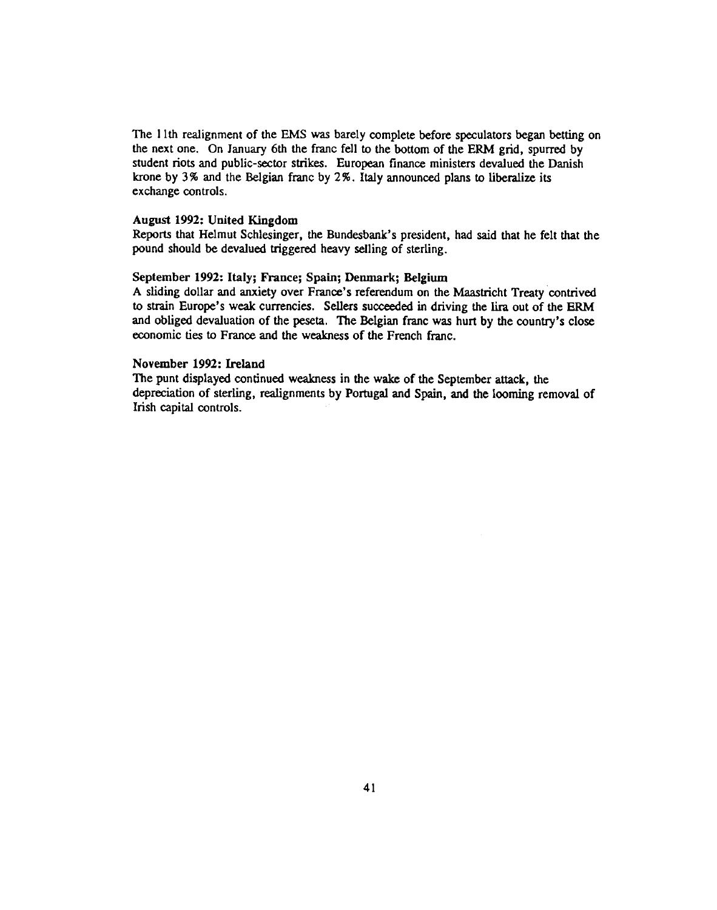The 11th realignment of the EMS was barely complete before speculators began betting on the next one. On January 6th the franc fell to the bottom of the ERM grid, spurred by student riots and public-sector strikes. European finance ministers devalued the Danish krone by 3% and the Belgian franc by 2%. Italy announced plans to liberalize its exchange controls.

**August 1992: United Kingdom**
Reports that Helmut Schlesinger, the Bundesbank's president, had said that he felt that the pound should be devalued triggered heavy selling of sterling.

**September 1992: Italy; France; Spain; Denmark; Belgium**
A sliding dollar and anxiety over France's referendum on the Maastricht Treaty contrived to strain Europe's weak currencies. Sellers succeeded in driving the lira out of the ERM and obliged devaluation of the peseta. The Belgian franc was hurt by the country's close economic ties to France and the weakness of the French franc.

**November 1992: Ireland**
The punt displayed continued weakness in the wake of the September attack, the depreciation of sterling, realignments by Portugal and Spain, and the looming removal of Irish capital controls.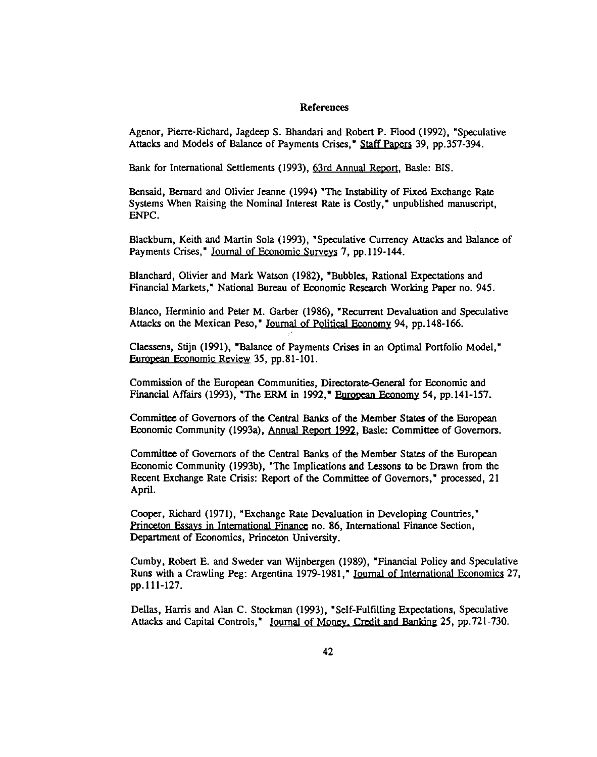## References

Agenor, Pierre-Richard, Jagdeep S. Bhandari and Robert P. Flood (1992), "Speculative Attacks and Models of Balance of Payments Crises," Staff Papers 39, pp.357-394.

Bank for International Settlements (1993), 63rd Annual Report, Basle: BIS.

Bensaid, Bernard and Olivier Jeanne (1994) "The Instability of Fixed Exchange Rate Systems When Raising the Nominal Interest Rate is Costly," unpublished manuscript, ENPC.

Blackburn, Keith and Martin Sola (1993), "Speculative Currency Attacks and Balance of Payments Crises," Journal of Economic Surveys 7, pp.119-144.

Blanchard, Olivier and Mark Watson (1982), "Bubbles, Rational Expectations and Financial Markets," National Bureau of Economic Research Working Paper no. 945.

Blanco, Herminio and Peter M. Garber (1986), "Recurrent Devaluation and Speculative Attacks on the Mexican Peso," Journal of Political Economy 94, pp.148-166.

Claessens, Stijn (1991), "Balance of Payments Crises in an Optimal Portfolio Model," European Economic Review 35, pp.81-101.

Commission of the European Communities, Directorate-General for Economic and Financial Affairs (1993), "The ERM in 1992," European Economy 54, pp.141-157.

Committee of Governors of the Central Banks of the Member States of the European Economic Community (1993a), Annual Report 1992, Basle: Committee of Governors.

Committee of Governors of the Central Banks of the Member States of the European Economic Community (1993b), "The Implications and Lessons to be Drawn from the Recent Exchange Rate Crisis: Report of the Committee of Governors," processed, 21 April.

Cooper, Richard (1971), "Exchange Rate Devaluation in Developing Countries," Princeton Essays in International Finance no. 86, International Finance Section, Department of Economics, Princeton University.

Cumby, Robert E. and Sweder van Wijnbergen (1989), "Financial Policy and Speculative Runs with a Crawling Peg: Argentina 1979-1981," Journal of International Economics 27, pp.111-127.

Dellas, Harris and Alan C. Stockman (1993), "Self-Fulfilling Expectations, Speculative Attacks and Capital Controls," Journal of Money, Credit and Banking 25, pp.721-730.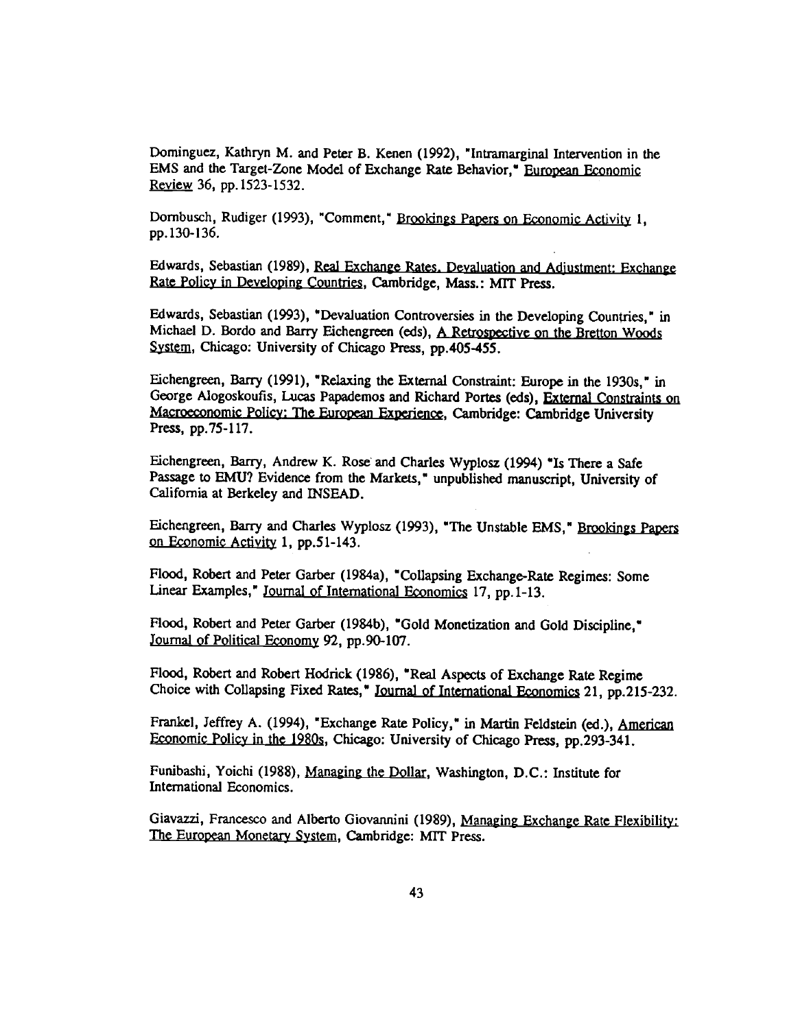Dominguez, Kathryn M. and Peter B. Kenen (1992), "Intramarginal Intervention in the EMS and the Target-Zone Model of Exchange Rate Behavior," European Economic Review 36, pp.1523-1532.

Dornbusch, Rudiger (1993), "Comment," Brookings Papers on Economic Activity 1, pp.130-136.

Edwards, Sebastian (1989), Real Exchange Rates, Devaluation and Adjustment: Exchange Rate Policy in Developing Countries, Cambridge, Mass.: MIT Press.

Edwards, Sebastian (1993), "Devaluation Controversies in the Developing Countries," in Michael D. Bordo and Barry Eichengreen (eds), A Retrospective on the Bretton Woods System, Chicago: University of Chicago Press, pp.405-455.

Eichengreen, Barry (1991), "Relaxing the External Constraint: Europe in the 1930s," in George Alogoskoufis, Lucas Papademos and Richard Portes (eds), External Constraints on Macroeconomic Policy: The European Experience, Cambridge: Cambridge University Press, pp.75-117.

Eichengreen, Barry, Andrew K. Rose and Charles Wyplosz (1994) "Is There a Safe Passage to EMU? Evidence from the Markets," unpublished manuscript, University of California at Berkeley and INSEAD.

Eichengreen, Barry and Charles Wyplosz (1993), "The Unstable EMS," Brookings Papers on Economic Activity 1, pp.51-143.

Flood, Robert and Peter Garber (1984a), "Collapsing Exchange-Rate Regimes: Some Linear Examples," Journal of International Economics 17, pp.1-13.

Flood, Robert and Peter Garber (1984b), "Gold Monetization and Gold Discipline," Journal of Political Economy 92, pp.90-107.

Flood, Robert and Robert Hodrick (1986), "Real Aspects of Exchange Rate Regime Choice with Collapsing Fixed Rates," Journal of International Economics 21, pp.215-232.

Frankel, Jeffrey A. (1994), "Exchange Rate Policy," in Martin Feldstein (ed.), American Economic Policy in the 1980s, Chicago: University of Chicago Press, pp.293-341.

Funibashi, Yoichi (1988), Managing the Dollar, Washington, D.C.: Institute for International Economics.

Giavazzi, Francesco and Alberto Giovannini (1989), Managing Exchange Rate Flexibility: The European Monetary System, Cambridge: MIT Press.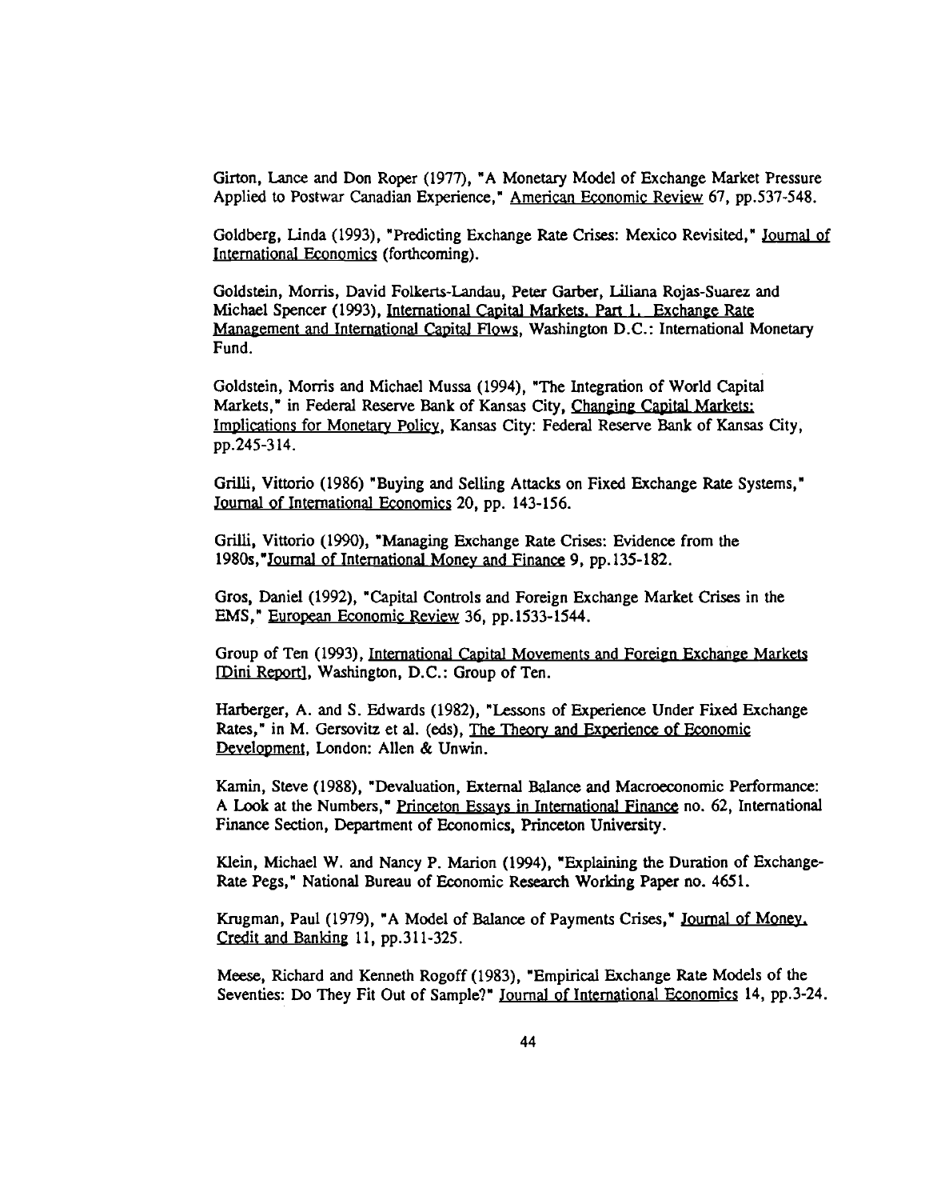Girton, Lance and Don Roper (1977), "A Monetary Model of Exchange Market Pressure Applied to Postwar Canadian Experience," American Economic Review 67, pp.537-548.

Goldberg, Linda (1993), "Predicting Exchange Rate Crises: Mexico Revisited," Journal of International Economics (forthcoming).

Goldstein, Morris, David Folkerts-Landau, Peter Garber, Liliana Rojas-Suarez and Michael Spencer (1993), International Capital Markets. Part 1. Exchange Rate Management and International Capital Flows, Washington D.C.: International Monetary Fund.

Goldstein, Morris and Michael Mussa (1994), "The Integration of World Capital Markets," in Federal Reserve Bank of Kansas City, Changing Capital Markets: Implications for Monetary Policy, Kansas City: Federal Reserve Bank of Kansas City, pp.245-314.

Grilli, Vittorio (1986) "Buying and Selling Attacks on Fixed Exchange Rate Systems," Journal of International Economics 20, pp. 143-156.

Grilli, Vittorio (1990), "Managing Exchange Rate Crises: Evidence from the 1980s,"Journal of International Money and Finance 9, pp.135-182.

Gros, Daniel (1992), "Capital Controls and Foreign Exchange Market Crises in the EMS," European Economic Review 36, pp.1533-1544.

Group of Ten (1993), International Capital Movements and Foreign Exchange Markets [Dini Report], Washington, D.C.: Group of Ten.

Harberger, A. and S. Edwards (1982), "Lessons of Experience Under Fixed Exchange Rates," in M. Gersovitz et al. (eds), The Theory and Experience of Economic Development, London: Allen & Unwin.

Kamin, Steve (1988), "Devaluation, External Balance and Macroeconomic Performance: A Look at the Numbers," Princeton Essays in International Finance no. 62, International Finance Section, Department of Economics, Princeton University.

Klein, Michael W. and Nancy P. Marion (1994), "Explaining the Duration of Exchange-Rate Pegs," National Bureau of Economic Research Working Paper no. 4651.

Krugman, Paul (1979), "A Model of Balance of Payments Crises," Journal of Money, Credit and Banking 11, pp.311-325.

Meese, Richard and Kenneth Rogoff (1983), "Empirical Exchange Rate Models of the Seventies: Do They Fit Out of Sample?" Journal of International Economics 14, pp.3-24.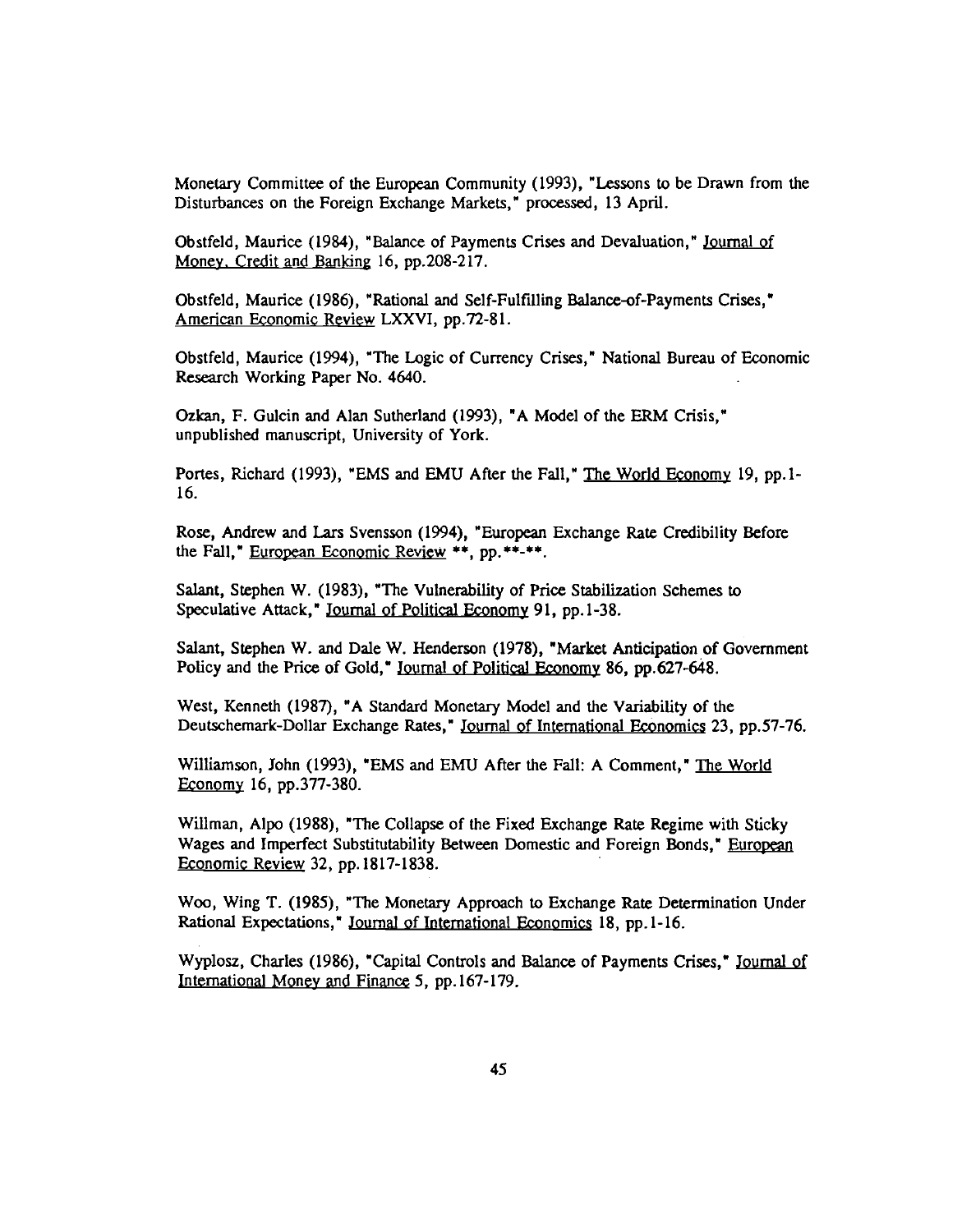Monetary Committee of the European Community (1993), "Lessons to be Drawn from the Disturbances on the Foreign Exchange Markets," processed, 13 April.

Obstfeld, Maurice (1984), "Balance of Payments Crises and Devaluation," Journal of Money, Credit and Banking 16, pp.208-217.

Obstfeld, Maurice (1986), "Rational and Self-Fulfilling Balance-of-Payments Crises," American Economic Review LXXVI, pp.72-81.

Obstfeld, Maurice (1994), "The Logic of Currency Crises," National Bureau of Economic Research Working Paper No. 4640.

Ozkan, F. Gulcin and Alan Sutherland (1993), "A Model of the ERM Crisis," unpublished manuscript, University of York.

Portes, Richard (1993), "EMS and EMU After the Fall," The World Economy 19, pp.1-16.

Rose, Andrew and Lars Svensson (1994), "European Exchange Rate Credibility Before the Fall," European Economic Review **, pp.**-**.

Salant, Stephen W. (1983), "The Vulnerability of Price Stabilization Schemes to Speculative Attack," Journal of Political Economy 91, pp.1-38.

Salant, Stephen W. and Dale W. Henderson (1978), "Market Anticipation of Government Policy and the Price of Gold," Journal of Political Economy 86, pp.627-648.

West, Kenneth (1987), "A Standard Monetary Model and the Variability of the Deutschemark-Dollar Exchange Rates," Journal of International Economics 23, pp.57-76.

Williamson, John (1993), "EMS and EMU After the Fall: A Comment," The World Economy 16, pp.377-380.

Willman, Alpo (1988), "The Collapse of the Fixed Exchange Rate Regime with Sticky Wages and Imperfect Substitutability Between Domestic and Foreign Bonds," European Economic Review 32, pp.1817-1838.

Woo, Wing T. (1985), "The Monetary Approach to Exchange Rate Determination Under Rational Expectations," Journal of International Economics 18, pp.1-16.

Wyplosz, Charles (1986), "Capital Controls and Balance of Payments Crises," Journal of International Money and Finance 5, pp.167-179.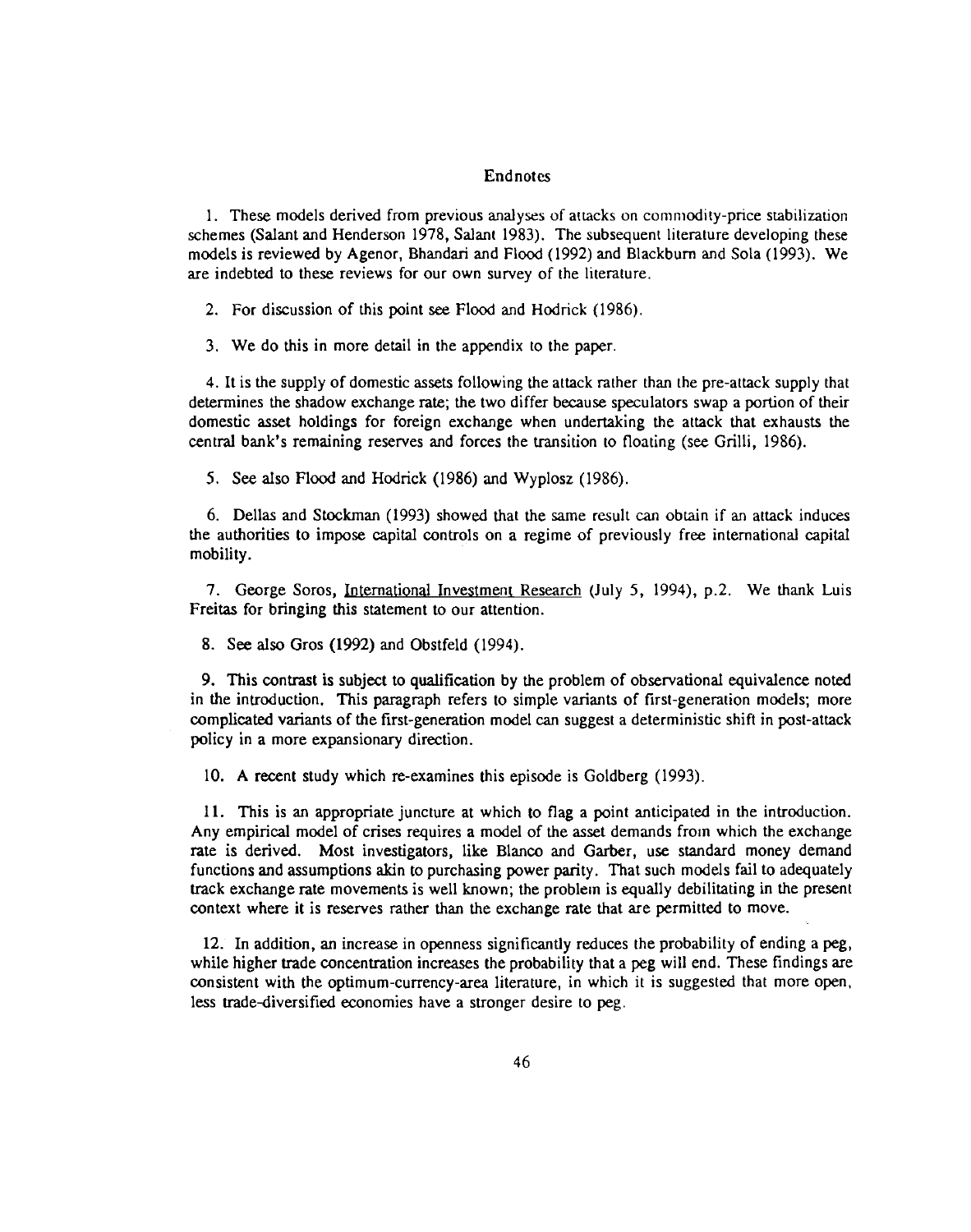## Endnotes

1. These models derived from previous analyses of attacks on commodity-price stabilization schemes (Salant and Henderson 1978, Salant 1983). The subsequent literature developing these models is reviewed by Agenor, Bhandari and Flood (1992) and Blackburn and Sola (1993). We are indebted to these reviews for our own survey of the literature.

2. For discussion of this point see Flood and Hodrick (1986).

3. We do this in more detail in the appendix to the paper.

4. It is the supply of domestic assets following the attack rather than the pre-attack supply that determines the shadow exchange rate; the two differ because speculators swap a portion of their domestic asset holdings for foreign exchange when undertaking the attack that exhausts the central bank's remaining reserves and forces the transition to floating (see Grilli, 1986).

5. See also Flood and Hodrick (1986) and Wyplosz (1986).

6. Dellas and Stockman (1993) showed that the same result can obtain if an attack induces the authorities to impose capital controls on a regime of previously free international capital mobility.

7. George Soros, International Investment Research (July 5, 1994), p.2. We thank Luis Freitas for bringing this statement to our attention.

8. See also Gros (1992) and Obstfeld (1994).

9. This contrast is subject to qualification by the problem of observational equivalence noted in the introduction. This paragraph refers to simple variants of first-generation models; more complicated variants of the first-generation model can suggest a deterministic shift in post-attack policy in a more expansionary direction.

10. A recent study which re-examines this episode is Goldberg (1993).

11. This is an appropriate juncture at which to flag a point anticipated in the introduction. Any empirical model of crises requires a model of the asset demands from which the exchange rate is derived. Most investigators, like Blanco and Garber, use standard money demand functions and assumptions akin to purchasing power parity. That such models fail to adequately track exchange rate movements is well known; the problem is equally debilitating in the present context where it is reserves rather than the exchange rate that are permitted to move.

12. In addition, an increase in openness significantly reduces the probability of ending a peg, while higher trade concentration increases the probability that a peg will end. These findings are consistent with the optimum-currency-area literature, in which it is suggested that more open, less trade-diversified economies have a stronger desire to peg.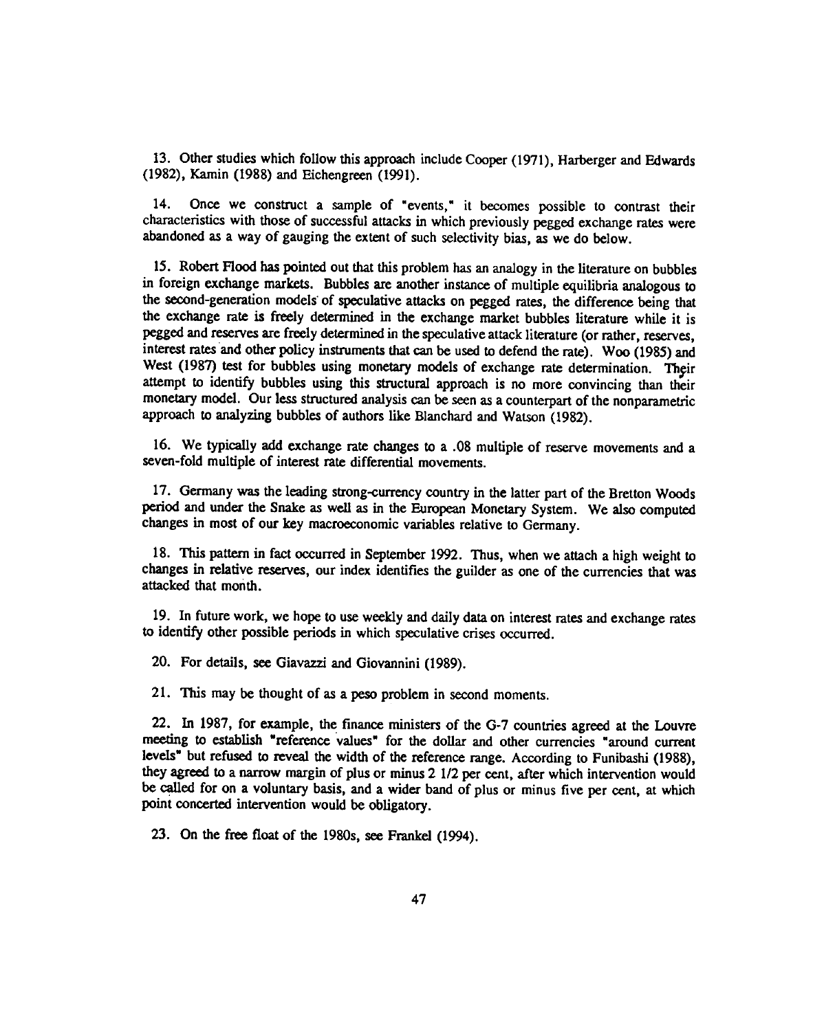13. Other studies which follow this approach include Cooper (1971), Harberger and Edwards (1982), Kamin (1988) and Eichengreen (1991).

14. Once we construct a sample of "events," it becomes possible to contrast their characteristics with those of successful attacks in which previously pegged exchange rates were abandoned as a way of gauging the extent of such selectivity bias, as we do below.

15. Robert Flood has pointed out that this problem has an analogy in the literature on bubbles in foreign exchange markets. Bubbles are another instance of multiple equilibria analogous to the second-generation models of speculative attacks on pegged rates, the difference being that the exchange rate is freely determined in the exchange market bubbles literature while it is pegged and reserves are freely determined in the speculative attack literature (or rather, reserves, interest rates and other policy instruments that can be used to defend the rate). Woo (1985) and West (1987) test for bubbles using monetary models of exchange rate determination. Their attempt to identify bubbles using this structural approach is no more convincing than their monetary model. Our less structured analysis can be seen as a counterpart of the nonparametric approach to analyzing bubbles of authors like Blanchard and Watson (1982).

16. We typically add exchange rate changes to a .08 multiple of reserve movements and a seven-fold multiple of interest rate differential movements.

17. Germany was the leading strong-currency country in the latter part of the Bretton Woods period and under the Snake as well as in the European Monetary System. We also computed changes in most of our key macroeconomic variables relative to Germany.

18. This pattern in fact occurred in September 1992. Thus, when we attach a high weight to changes in relative reserves, our index identifies the guilder as one of the currencies that was attacked that month.

19. In future work, we hope to use weekly and daily data on interest rates and exchange rates to identify other possible periods in which speculative crises occurred.

20. For details, see Giavazzi and Giovannini (1989).

21. This may be thought of as a peso problem in second moments.

22. In 1987, for example, the finance ministers of the G-7 countries agreed at the Louvre meeting to establish "reference values" for the dollar and other currencies "around current levels" but refused to reveal the width of the reference range. According to Funibashi (1988), they agreed to a narrow margin of plus or minus 2 1/2 per cent, after which intervention would be called for on a voluntary basis, and a wider band of plus or minus five per cent, at which point concerted intervention would be obligatory.

23. On the free float of the 1980s, see Frankel (1994).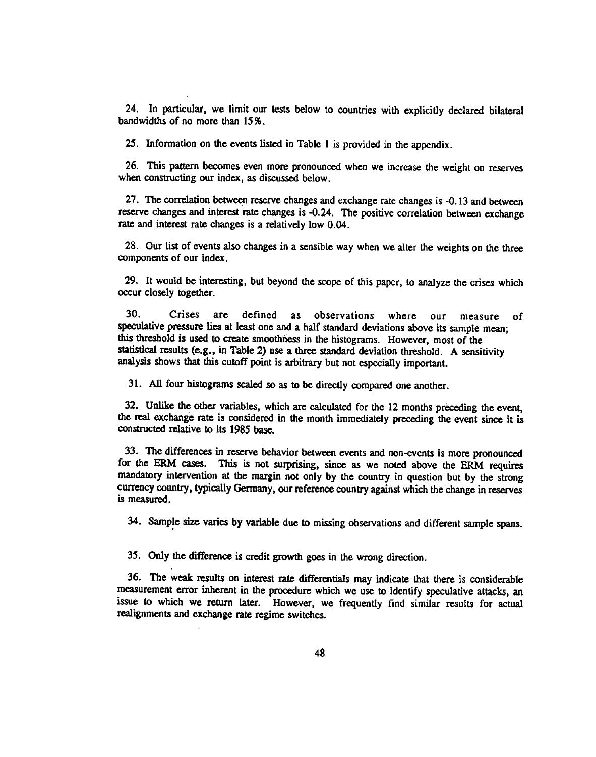24. In particular, we limit our tests below to countries with explicitly declared bilateral bandwidths of no more than 15%.

25. Information on the events listed in Table 1 is provided in the appendix.

26. This pattern becomes even more pronounced when we increase the weight on reserves when constructing our index, as discussed below.

27. The correlation between reserve changes and exchange rate changes is -0.13 and between reserve changes and interest rate changes is -0.24. The positive correlation between exchange rate and interest rate changes is a relatively low 0.04.

28. Our list of events also changes in a sensible way when we alter the weights on the three components of our index.

29. It would be interesting, but beyond the scope of this paper, to analyze the crises which occur closely together.

30. Crises are defined as observations where our measure of speculative pressure lies at least one and a half standard deviations above its sample mean; this threshold is used to create smoothness in the histograms. However, most of the statistical results (e.g., in Table 2) use a three standard deviation threshold. A sensitivity analysis shows that this cutoff point is arbitrary but not especially important.

31. All four histograms scaled so as to be directly compared one another.

32. Unlike the other variables, which are calculated for the 12 months preceding the event, the real exchange rate is considered in the month immediately preceding the event since it is constructed relative to its 1985 base.

33. The differences in reserve behavior between events and non-events is more pronounced for the ERM cases. This is not surprising, since as we noted above the ERM requires mandatory intervention at the margin not only by the country in question but by the strong currency country, typically Germany, our reference country against which the change in reserves is measured.

34. Sample size varies by variable due to missing observations and different sample spans.

35. Only the difference is credit growth goes in the wrong direction.

36. The weak results on interest rate differentials may indicate that there is considerable measurement error inherent in the procedure which we use to identify speculative attacks, an issue to which we return later. However, we frequently find similar results for actual realignments and exchange rate regime switches.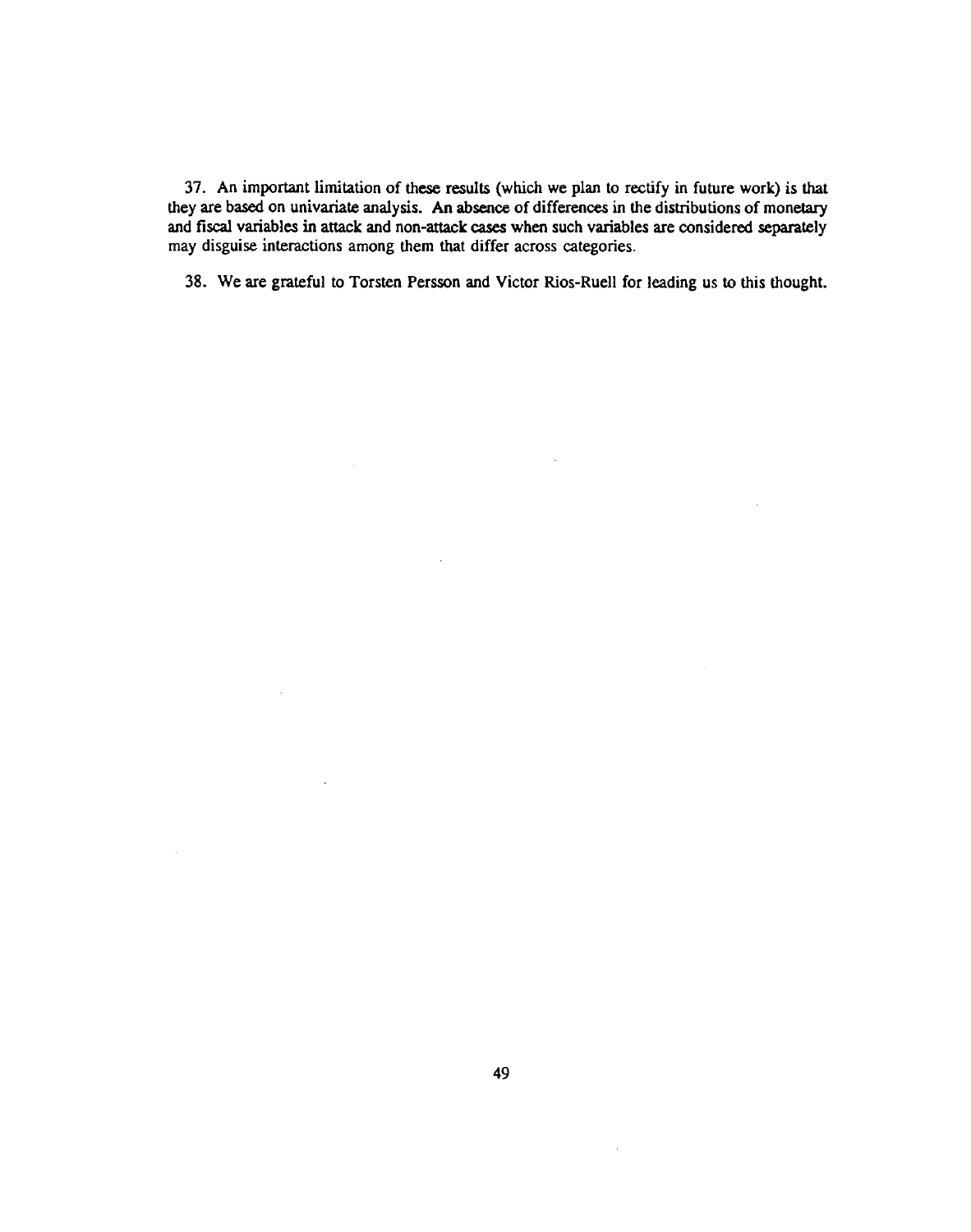37. An important limitation of these results (which we plan to rectify in future work) is that they are based on univariate analysis. An absence of differences in the distributions of monetary and fiscal variables in attack and non-attack cases when such variables are considered separately may disguise interactions among them that differ across categories.

38. We are grateful to Torsten Persson and Victor Rios-Ruell for leading us to this thought.